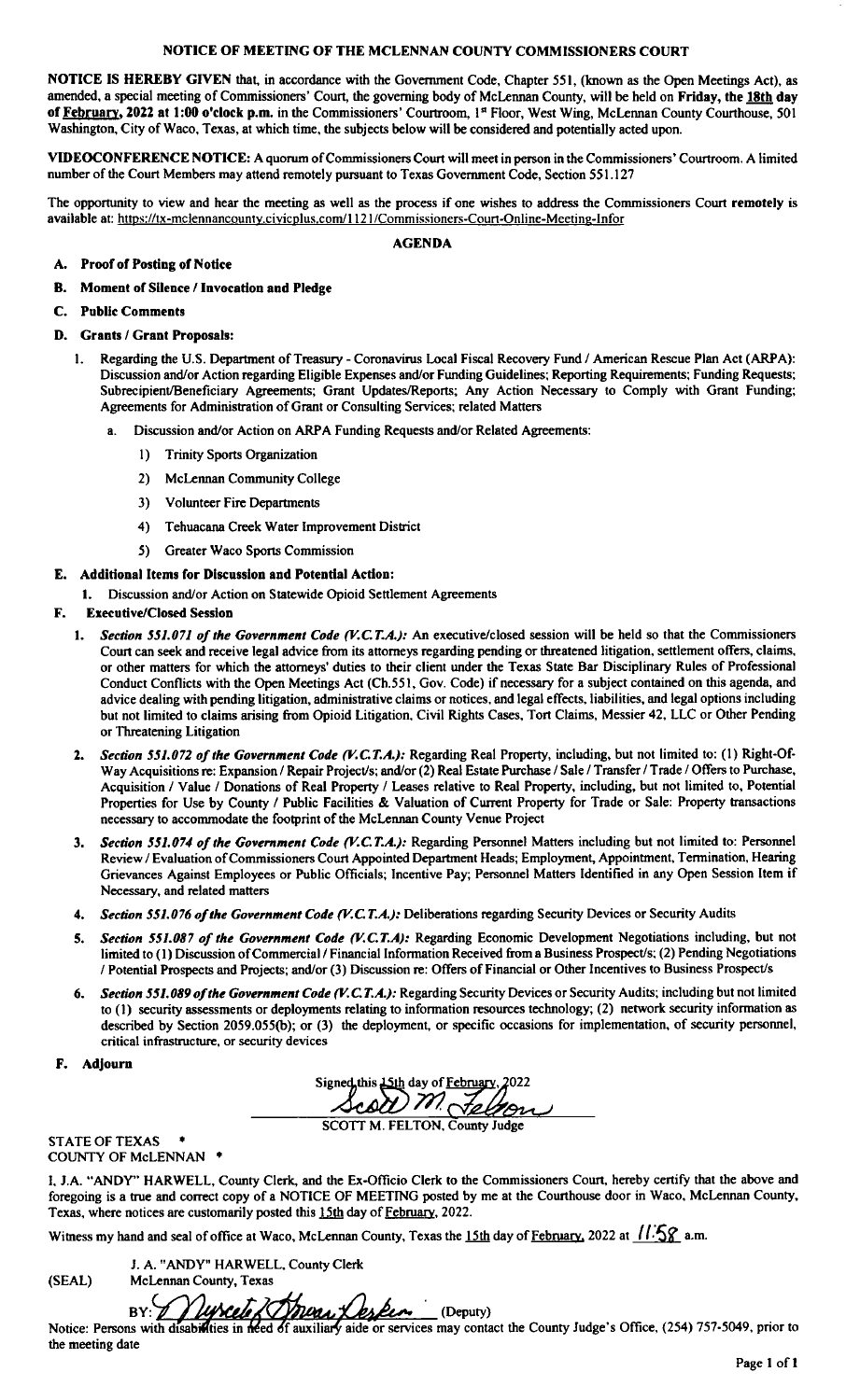# NOTICE OF MEETING OF THE MCLENNAN COUNTY COMMISSIONERS COURT

**NOTICE IS HEREBY GIVEN** that, in accordance with the Government Code, Chapter 551, (known as the Open Meetings Act), as amended, a special meeting of Commissioners' Court, the governing body of McLennan County, will be held on **Friday, the 18th day of February, 2022 at 1:00 o'clock p.m.** in the Commissioners' Courtroom, 1st Floor, West Wing, McLennan County Courthouse, 501 Washington, City of Waco, Texas, at which time, the subjects below will be considered and potentially acted upon.

**VIDEOCONFERENCE NOTICE:** A quorum of Commissioners Court will meet in person in the Commissioners' Courtroom. A limited number of the Court Members may attend remotely pursuant to Texas Government Code, Section 551.127

The opportunity to view and hear the meeting as well as the process if one wishes to address the Commissioners Court **remotely** is available at: https://tx-mclennancounty.civicplus.com/1121/Commissioners-Court-Online-Meeting-Infor

## AGENDA

**A. Proof of Posting of Notice**

**B. Moment of Silence / Invocation and Pledge**

**C. Public Comments**

**D. Grants / Grant Proposals:**

1. Regarding the U.S. Department of Treasury - Coronavirus Local Fiscal Recovery Fund / American Rescue Plan Act (ARPA): Discussion and/or Action regarding Eligible Expenses and/or Funding Guidelines; Reporting Requirements; Funding Requests; Subrecipient/Beneficiary Agreements; Grant Updates/Reports; Any Action Necessary to Comply with Grant Funding; Agreements for Administration of Grant or Consulting Services; related Matters
   - a. Discussion and/or Action on ARPA Funding Requests and/or Related Agreements:
     1) Trinity Sports Organization
     2) McLennan Community College
     3) Volunteer Fire Departments
     4) Tehuacana Creek Water Improvement District
     5) Greater Waco Sports Commission

**E. Additional Items for Discussion and Potential Action:**

1. Discussion and/or Action on Statewide Opioid Settlement Agreements

**F. Executive/Closed Session**

1. ***Section 551.071 of the Government Code (V.C.T.A.):*** An executive/closed session will be held so that the Commissioners Court can seek and receive legal advice from its attorneys regarding pending or threatened litigation, settlement offers, claims, or other matters for which the attorneys' duties to their client under the Texas State Bar Disciplinary Rules of Professional Conduct Conflicts with the Open Meetings Act (Ch.551, Gov. Code) if necessary for a subject contained on this agenda, and advice dealing with pending litigation, administrative claims or notices, and legal effects, liabilities, and legal options including but not limited to claims arising from Opioid Litigation, Civil Rights Cases, Tort Claims, Messier 42, LLC or Other Pending or Threatening Litigation
2. ***Section 551.072 of the Government Code (V.C.T.A.):*** Regarding Real Property, including, but not limited to: (1) Right-Of-Way Acquisitions re: Expansion / Repair Project/s; and/or (2) Real Estate Purchase / Sale / Transfer / Trade / Offers to Purchase, Acquisition / Value / Donations of Real Property / Leases relative to Real Property, including, but not limited to, Potential Properties for Use by County / Public Facilities & Valuation of Current Property for Trade or Sale: Property transactions necessary to accommodate the footprint of the McLennan County Venue Project
3. ***Section 551.074 of the Government Code (V.C.T.A.):*** Regarding Personnel Matters including but not limited to: Personnel Review / Evaluation of Commissioners Court Appointed Department Heads; Employment, Appointment, Termination, Hearing Grievances Against Employees or Public Officials; Incentive Pay; Personnel Matters Identified in any Open Session Item if Necessary, and related matters
4. ***Section 551.076 of the Government Code (V.C.T.A.):*** Deliberations regarding Security Devices or Security Audits
5. ***Section 551.087 of the Government Code (V.C.T.A):*** Regarding Economic Development Negotiations including, but not limited to (1) Discussion of Commercial / Financial Information Received from a Business Prospect/s; (2) Pending Negotiations / Potential Prospects and Projects; and/or (3) Discussion re: Offers of Financial or Other Incentives to Business Prospect/s
6. ***Section 551.089 of the Government Code (V.C.T.A.):*** Regarding Security Devices or Security Audits; including but not limited to (1) security assessments or deployments relating to information resources technology; (2) network security information as described by Section 2059.055(b); or (3) the deployment, or specific occasions for implementation, of security personnel, critical infrastructure, or security devices

**F. Adjourn**

Signed this 15th day of February, 2022

Scott M. Felton

SCOTT M. FELTON, County Judge

STATE OF TEXAS *
COUNTY OF McLENNAN *

I, J.A. "ANDY" HARWELL, County Clerk, and the Ex-Officio Clerk to the Commissioners Court, hereby certify that the above and foregoing is a true and correct copy of a NOTICE OF MEETING posted by me at the Courthouse door in Waco, McLennan County, Texas, where notices are customarily posted this 15th day of February, 2022.

Witness my hand and seal of office at Waco, McLennan County, Texas the 15th day of February, 2022 at 11:58 a.m.

J. A. "ANDY" HARWELL, County Clerk
(SEAL) McLennan County, Texas

BY: Marcela Thomas Parker (Deputy)

Notice: Persons with disabilities in need of auxiliary aide or services may contact the County Judge's Office, (254) 757-5049, prior to the meeting date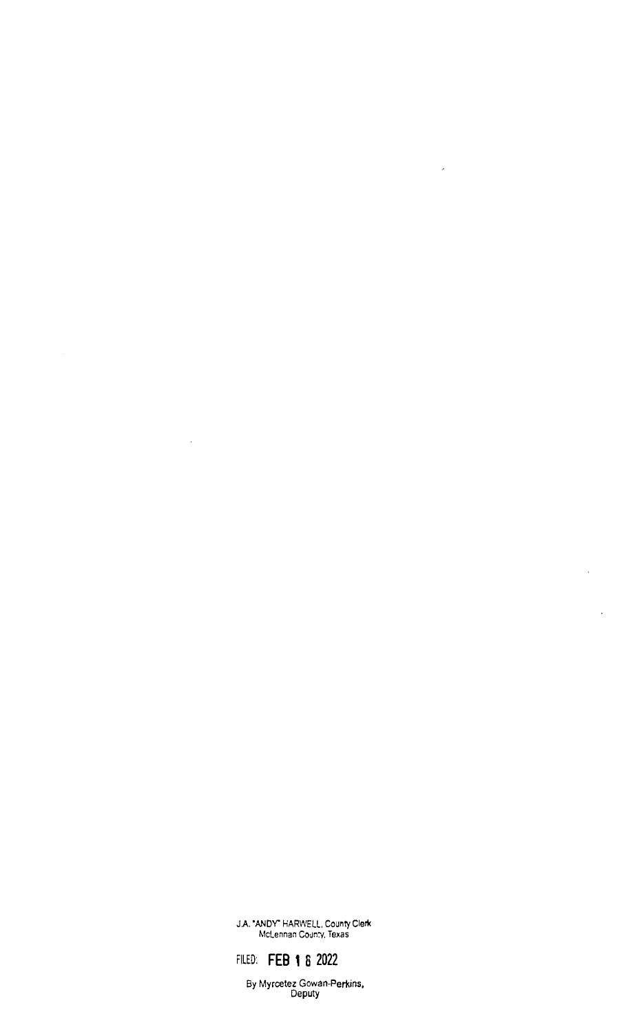J.A. "ANDY" HARWELL, County Clerk
McLennan County, Texas

FILED: **FEB 1 6 2022**

By Myrcetez Gowan-Perkins,
Deputy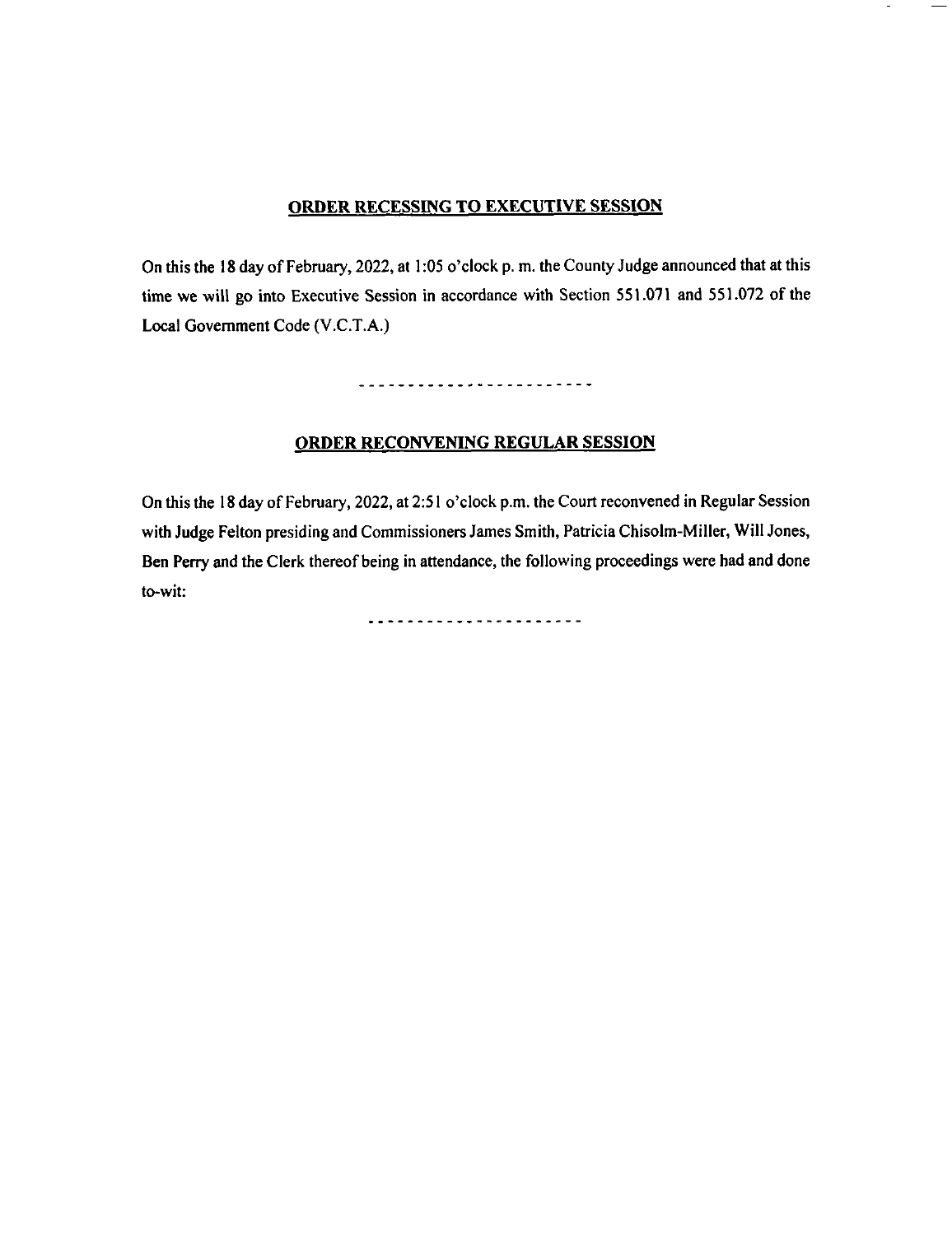## ORDER RECESSING TO EXECUTIVE SESSION

On this the 18 day of February, 2022, at 1:05 o'clock p. m. the County Judge announced that at this time we will go into Executive Session in accordance with Section 551.071 and 551.072 of the Local Government Code (V.C.T.A.)

-----------------------

## ORDER RECONVENING REGULAR SESSION

On this the 18 day of February, 2022, at 2:51 o'clock p.m. the Court reconvened in Regular Session with Judge Felton presiding and Commissioners James Smith, Patricia Chisolm-Miller, Will Jones, Ben Perry and the Clerk thereof being in attendance, the following proceedings were had and done to-wit:

---------------------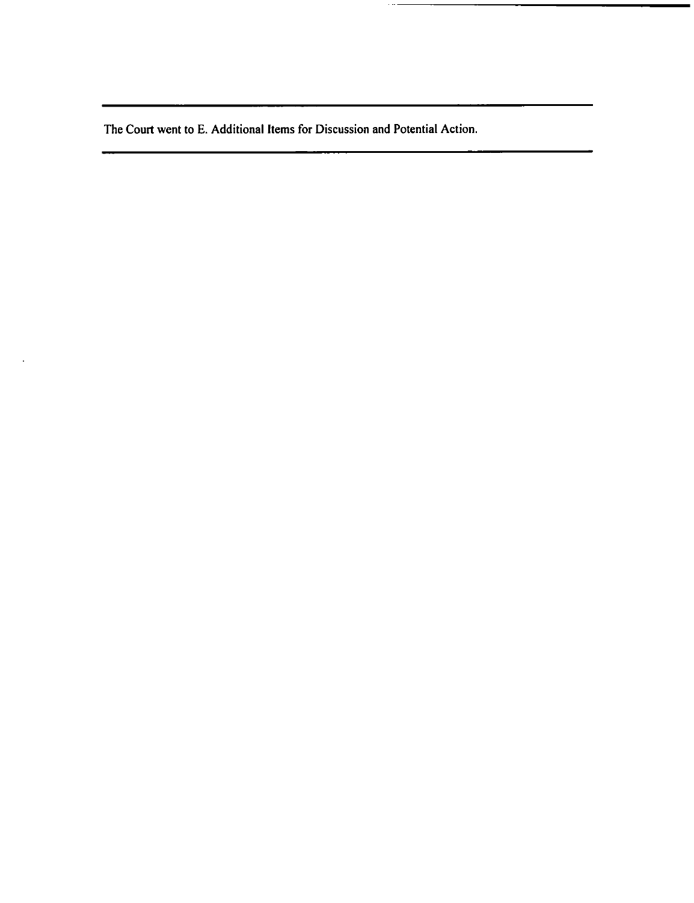The Court went to E. Additional Items for Discussion and Potential Action.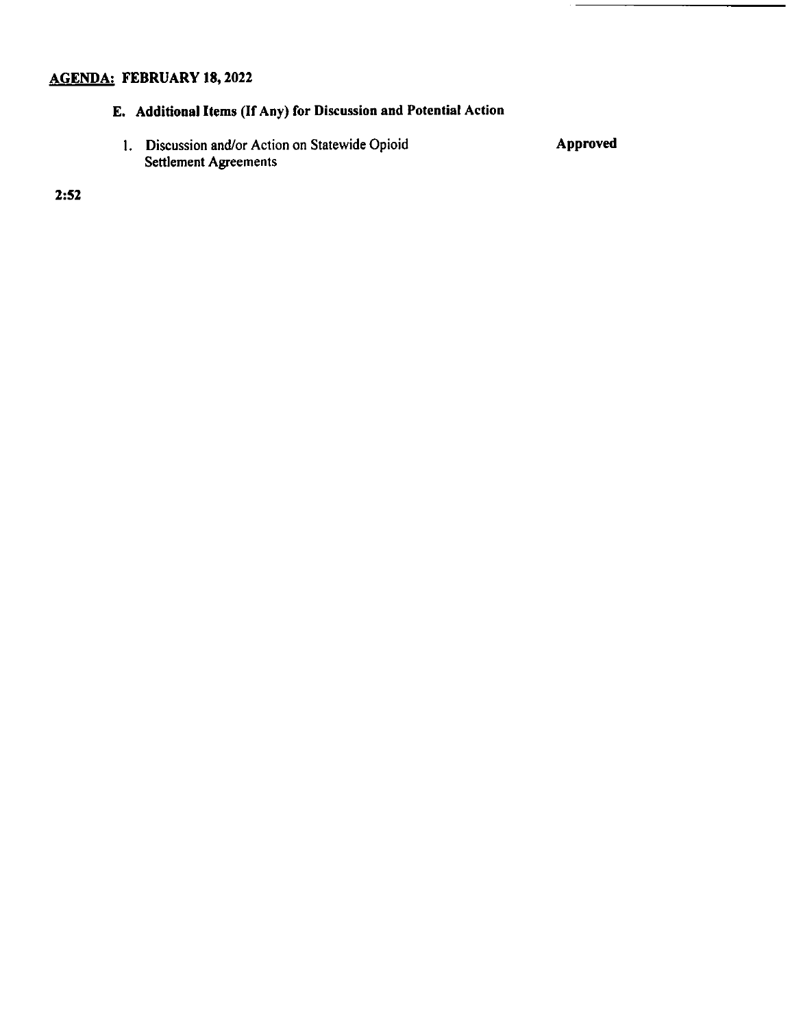**AGENDA: FEBRUARY 18, 2022**

**E. Additional Items (If Any) for Discussion and Potential Action**

1. Discussion and/or Action on Statewide Opioid Settlement Agreements — **Approved**

**2:52**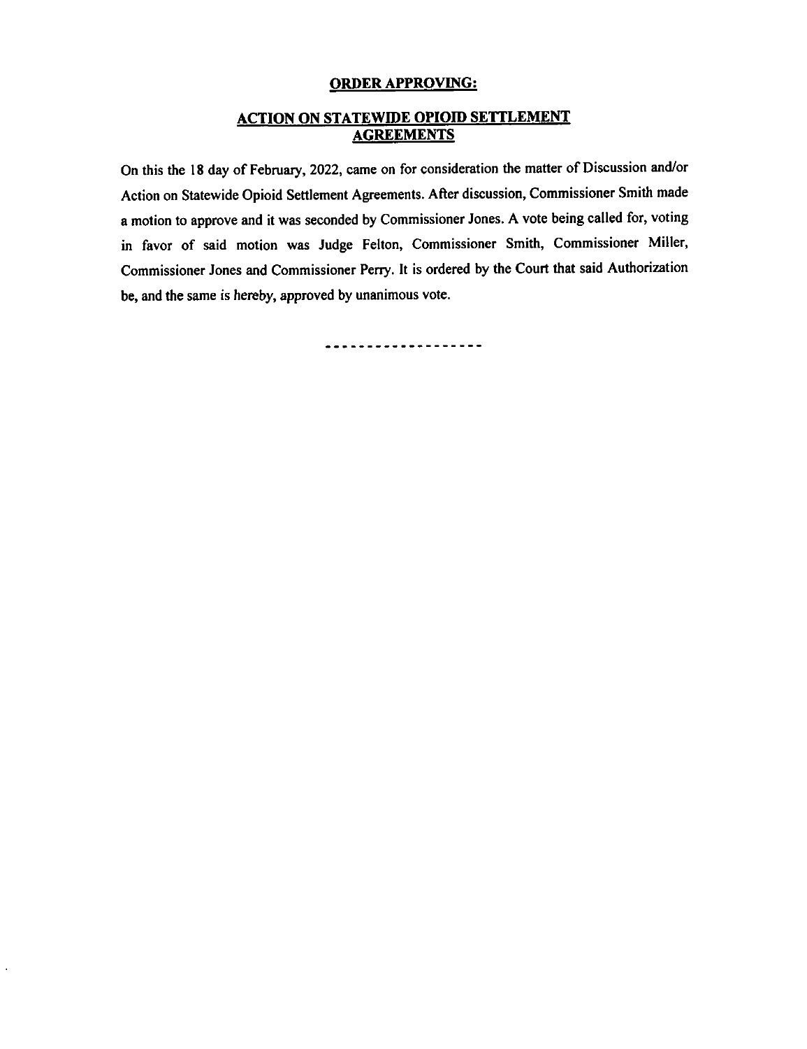**ORDER APPROVING:**

**ACTION ON STATEWIDE OPIOID SETTLEMENT AGREEMENTS**

On this the 18 day of February, 2022, came on for consideration the matter of Discussion and/or Action on Statewide Opioid Settlement Agreements. After discussion, Commissioner Smith made a motion to approve and it was seconded by Commissioner Jones. A vote being called for, voting in favor of said motion was Judge Felton, Commissioner Smith, Commissioner Miller, Commissioner Jones and Commissioner Perry. It is ordered by the Court that said Authorization be, and the same is hereby, approved by unanimous vote.

\------------------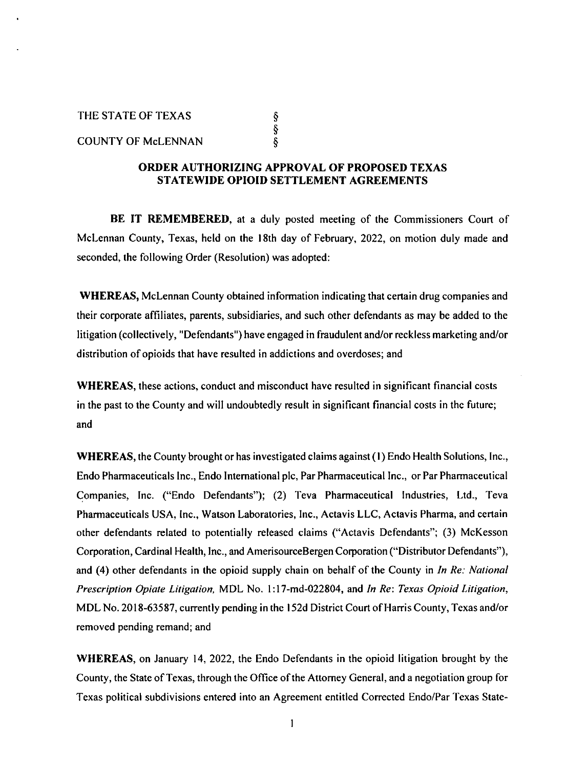THE STATE OF TEXAS §
§
COUNTY OF McLENNAN §

## ORDER AUTHORIZING APPROVAL OF PROPOSED TEXAS STATEWIDE OPIOID SETTLEMENT AGREEMENTS

**BE IT REMEMBERED**, at a duly posted meeting of the Commissioners Court of McLennan County, Texas, held on the 18th day of February, 2022, on motion duly made and seconded, the following Order (Resolution) was adopted:

**WHEREAS,** McLennan County obtained information indicating that certain drug companies and their corporate affiliates, parents, subsidiaries, and such other defendants as may be added to the litigation (collectively, "Defendants") have engaged in fraudulent and/or reckless marketing and/or distribution of opioids that have resulted in addictions and overdoses; and

**WHEREAS,** these actions, conduct and misconduct have resulted in significant financial costs in the past to the County and will undoubtedly result in significant financial costs in the future; and

**WHEREAS,** the County brought or has investigated claims against (1) Endo Health Solutions, Inc., Endo Pharmaceuticals Inc., Endo International plc, Par Pharmaceutical Inc., or Par Pharmaceutical Companies, Inc. ("Endo Defendants"); (2) Teva Pharmaceutical Industries, Ltd., Teva Pharmaceuticals USA, Inc., Watson Laboratories, Inc., Actavis LLC, Actavis Pharma, and certain other defendants related to potentially released claims ("Actavis Defendants"; (3) McKesson Corporation, Cardinal Health, Inc., and AmerisourceBergen Corporation ("Distributor Defendants"), and (4) other defendants in the opioid supply chain on behalf of the County in *In Re: National Prescription Opiate Litigation,* MDL No. 1:17-md-022804, and *In Re: Texas Opioid Litigation*, MDL No. 2018-63587, currently pending in the 152d District Court of Harris County, Texas and/or removed pending remand; and

**WHEREAS,** on January 14, 2022, the Endo Defendants in the opioid litigation brought by the County, the State of Texas, through the Office of the Attorney General, and a negotiation group for Texas political subdivisions entered into an Agreement entitled Corrected Endo/Par Texas State-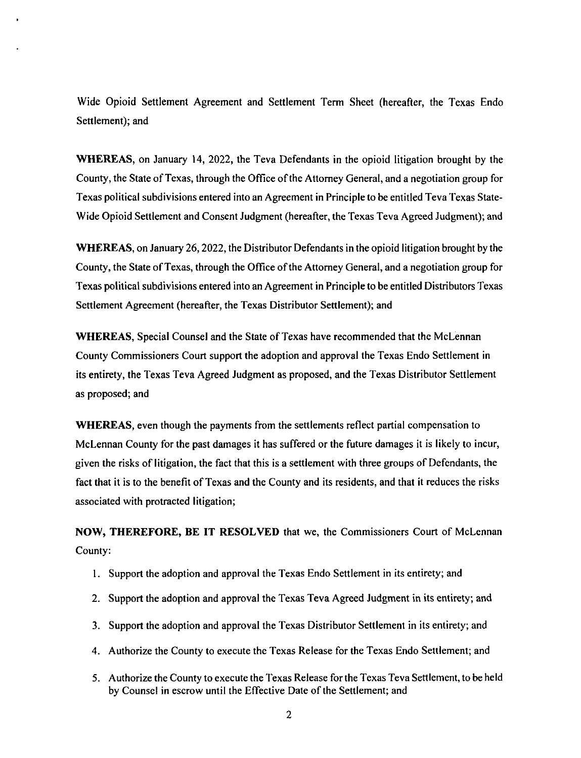Wide Opioid Settlement Agreement and Settlement Term Sheet (hereafter, the Texas Endo Settlement); and

**WHEREAS**, on January 14, 2022, the Teva Defendants in the opioid litigation brought by the County, the State of Texas, through the Office of the Attorney General, and a negotiation group for Texas political subdivisions entered into an Agreement in Principle to be entitled Teva Texas State-Wide Opioid Settlement and Consent Judgment (hereafter, the Texas Teva Agreed Judgment); and

**WHEREAS**, on January 26, 2022, the Distributor Defendants in the opioid litigation brought by the County, the State of Texas, through the Office of the Attorney General, and a negotiation group for Texas political subdivisions entered into an Agreement in Principle to be entitled Distributors Texas Settlement Agreement (hereafter, the Texas Distributor Settlement); and

**WHEREAS**, Special Counsel and the State of Texas have recommended that the McLennan County Commissioners Court support the adoption and approval the Texas Endo Settlement in its entirety, the Texas Teva Agreed Judgment as proposed, and the Texas Distributor Settlement as proposed; and

**WHEREAS**, even though the payments from the settlements reflect partial compensation to McLennan County for the past damages it has suffered or the future damages it is likely to incur, given the risks of litigation, the fact that this is a settlement with three groups of Defendants, the fact that it is to the benefit of Texas and the County and its residents, and that it reduces the risks associated with protracted litigation;

**NOW, THEREFORE, BE IT RESOLVED** that we, the Commissioners Court of McLennan County:

1. Support the adoption and approval the Texas Endo Settlement in its entirety; and
2. Support the adoption and approval the Texas Teva Agreed Judgment in its entirety; and
3. Support the adoption and approval the Texas Distributor Settlement in its entirety; and
4. Authorize the County to execute the Texas Release for the Texas Endo Settlement; and
5. Authorize the County to execute the Texas Release for the Texas Teva Settlement, to be held by Counsel in escrow until the Effective Date of the Settlement; and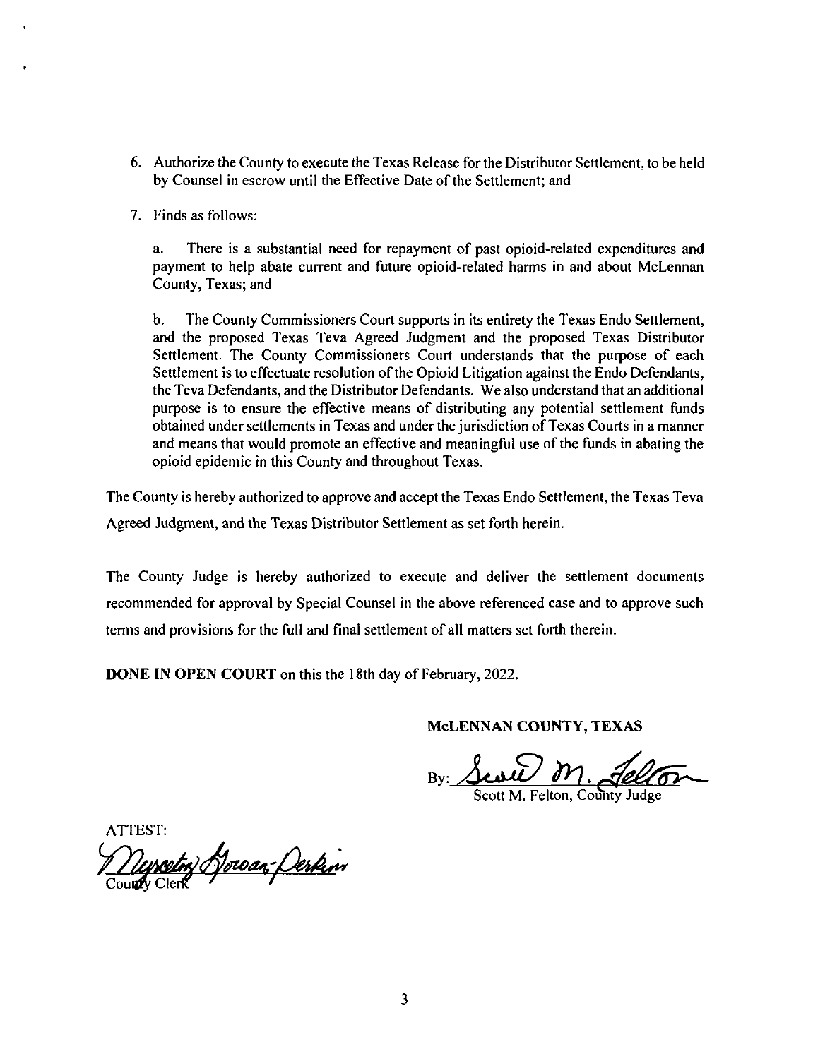6. Authorize the County to execute the Texas Release for the Distributor Settlement, to be held by Counsel in escrow until the Effective Date of the Settlement; and

7. Finds as follows:

   a. There is a substantial need for repayment of past opioid-related expenditures and payment to help abate current and future opioid-related harms in and about McLennan County, Texas; and

   b. The County Commissioners Court supports in its entirety the Texas Endo Settlement, and the proposed Texas Teva Agreed Judgment and the proposed Texas Distributor Settlement. The County Commissioners Court understands that the purpose of each Settlement is to effectuate resolution of the Opioid Litigation against the Endo Defendants, the Teva Defendants, and the Distributor Defendants. We also understand that an additional purpose is to ensure the effective means of distributing any potential settlement funds obtained under settlements in Texas and under the jurisdiction of Texas Courts in a manner and means that would promote an effective and meaningful use of the funds in abating the opioid epidemic in this County and throughout Texas.

The County is hereby authorized to approve and accept the Texas Endo Settlement, the Texas Teva Agreed Judgment, and the Texas Distributor Settlement as set forth herein.

The County Judge is hereby authorized to execute and deliver the settlement documents recommended for approval by Special Counsel in the above referenced case and to approve such terms and provisions for the full and final settlement of all matters set forth therein.

**DONE IN OPEN COURT** on this the 18th day of February, 2022.

**McLENNAN COUNTY, TEXAS**

By: *Scott M. Felton*
Scott M. Felton, County Judge

ATTEST:
*Jyreeta Moran-Perkins*
County Clerk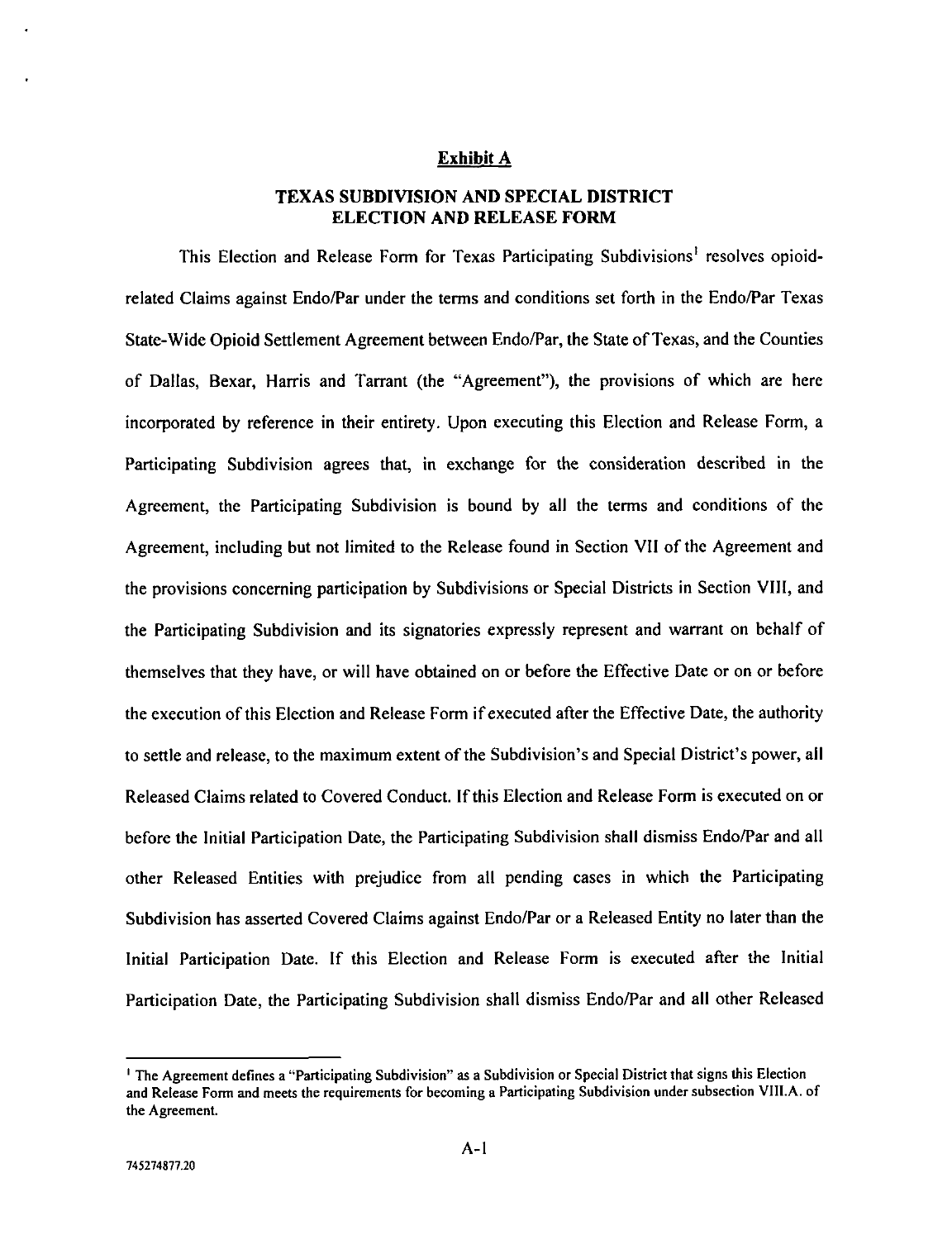## Exhibit A

## TEXAS SUBDIVISION AND SPECIAL DISTRICT ELECTION AND RELEASE FORM

This Election and Release Form for Texas Participating Subdivisions[1] resolves opioid-related Claims against Endo/Par under the terms and conditions set forth in the Endo/Par Texas State-Wide Opioid Settlement Agreement between Endo/Par, the State of Texas, and the Counties of Dallas, Bexar, Harris and Tarrant (the "Agreement"), the provisions of which are here incorporated by reference in their entirety. Upon executing this Election and Release Form, a Participating Subdivision agrees that, in exchange for the consideration described in the Agreement, the Participating Subdivision is bound by all the terms and conditions of the Agreement, including but not limited to the Release found in Section VII of the Agreement and the provisions concerning participation by Subdivisions or Special Districts in Section VIII, and the Participating Subdivision and its signatories expressly represent and warrant on behalf of themselves that they have, or will have obtained on or before the Effective Date or on or before the execution of this Election and Release Form if executed after the Effective Date, the authority to settle and release, to the maximum extent of the Subdivision's and Special District's power, all Released Claims related to Covered Conduct. If this Election and Release Form is executed on or before the Initial Participation Date, the Participating Subdivision shall dismiss Endo/Par and all other Released Entities with prejudice from all pending cases in which the Participating Subdivision has asserted Covered Claims against Endo/Par or a Released Entity no later than the Initial Participation Date. If this Election and Release Form is executed after the Initial Participation Date, the Participating Subdivision shall dismiss Endo/Par and all other Released

[1] The Agreement defines a "Participating Subdivision" as a Subdivision or Special District that signs this Election and Release Form and meets the requirements for becoming a Participating Subdivision under subsection VIII.A. of the Agreement.

A-1

745274877.20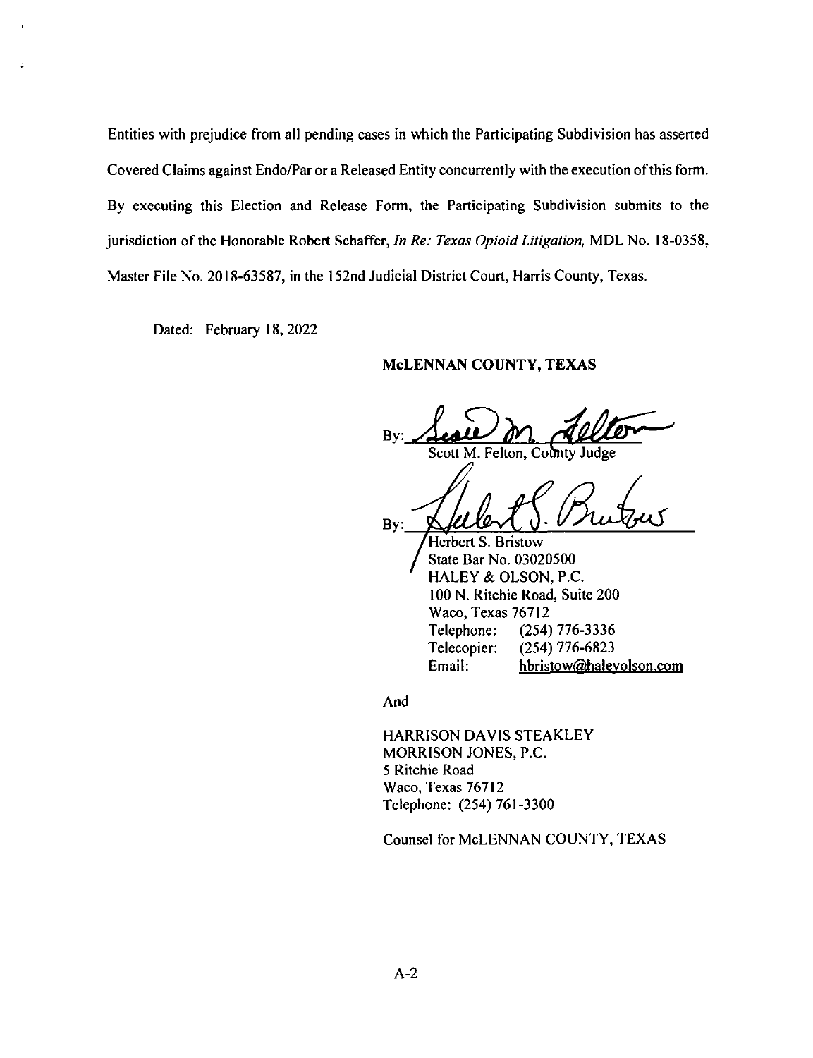Entities with prejudice from all pending cases in which the Participating Subdivision has asserted Covered Claims against Endo/Par or a Released Entity concurrently with the execution of this form. By executing this Election and Release Form, the Participating Subdivision submits to the jurisdiction of the Honorable Robert Schaffer, *In Re: Texas Opioid Litigation,* MDL No. 18-0358, Master File No. 2018-63587, in the 152nd Judicial District Court, Harris County, Texas.

Dated: February 18, 2022

**McLENNAN COUNTY, TEXAS**

By: _______________________
Scott M. Felton, County Judge

By: _______________________
Herbert S. Bristow
State Bar No. 03020500
HALEY & OLSON, P.C.
100 N. Ritchie Road, Suite 200
Waco, Texas 76712
Telephone: (254) 776-3336
Telecopier: (254) 776-6823
Email: hbristow@haleyolson.com

And

HARRISON DAVIS STEAKLEY
MORRISON JONES, P.C.
5 Ritchie Road
Waco, Texas 76712
Telephone: (254) 761-3300

Counsel for McLENNAN COUNTY, TEXAS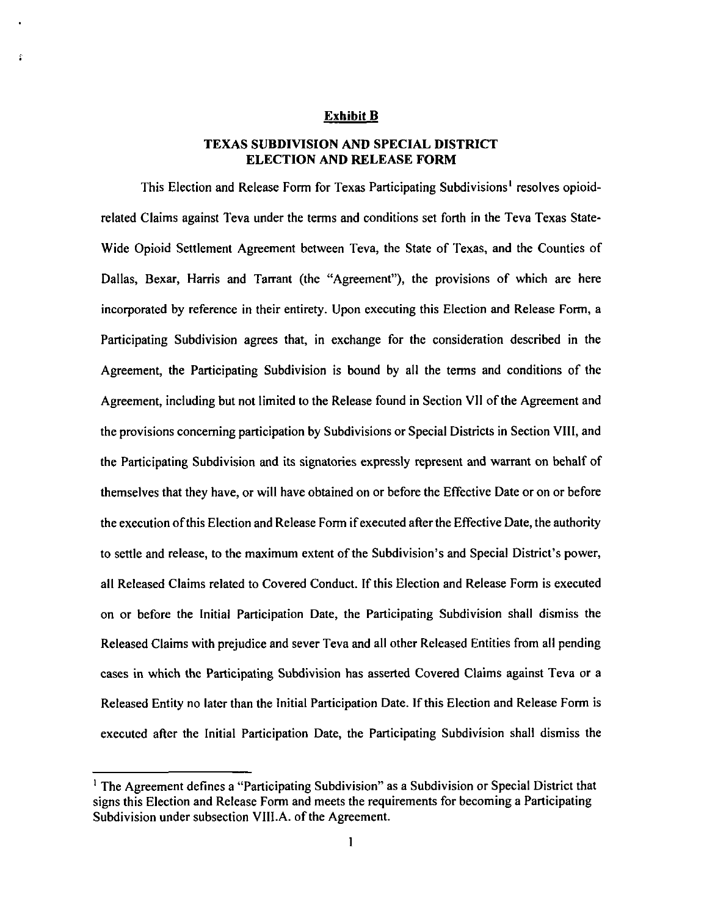**Exhibit B**

**TEXAS SUBDIVISION AND SPECIAL DISTRICT ELECTION AND RELEASE FORM**

This Election and Release Form for Texas Participating Subdivisions[1] resolves opioid-related Claims against Teva under the terms and conditions set forth in the Teva Texas State-Wide Opioid Settlement Agreement between Teva, the State of Texas, and the Counties of Dallas, Bexar, Harris and Tarrant (the "Agreement"), the provisions of which are here incorporated by reference in their entirety. Upon executing this Election and Release Form, a Participating Subdivision agrees that, in exchange for the consideration described in the Agreement, the Participating Subdivision is bound by all the terms and conditions of the Agreement, including but not limited to the Release found in Section VII of the Agreement and the provisions concerning participation by Subdivisions or Special Districts in Section VIII, and the Participating Subdivision and its signatories expressly represent and warrant on behalf of themselves that they have, or will have obtained on or before the Effective Date or on or before the execution of this Election and Release Form if executed after the Effective Date, the authority to settle and release, to the maximum extent of the Subdivision's and Special District's power, all Released Claims related to Covered Conduct. If this Election and Release Form is executed on or before the Initial Participation Date, the Participating Subdivision shall dismiss the Released Claims with prejudice and sever Teva and all other Released Entities from all pending cases in which the Participating Subdivision has asserted Covered Claims against Teva or a Released Entity no later than the Initial Participation Date. If this Election and Release Form is executed after the Initial Participation Date, the Participating Subdivision shall dismiss the

[1] The Agreement defines a "Participating Subdivision" as a Subdivision or Special District that signs this Election and Release Form and meets the requirements for becoming a Participating Subdivision under subsection VIII.A. of the Agreement.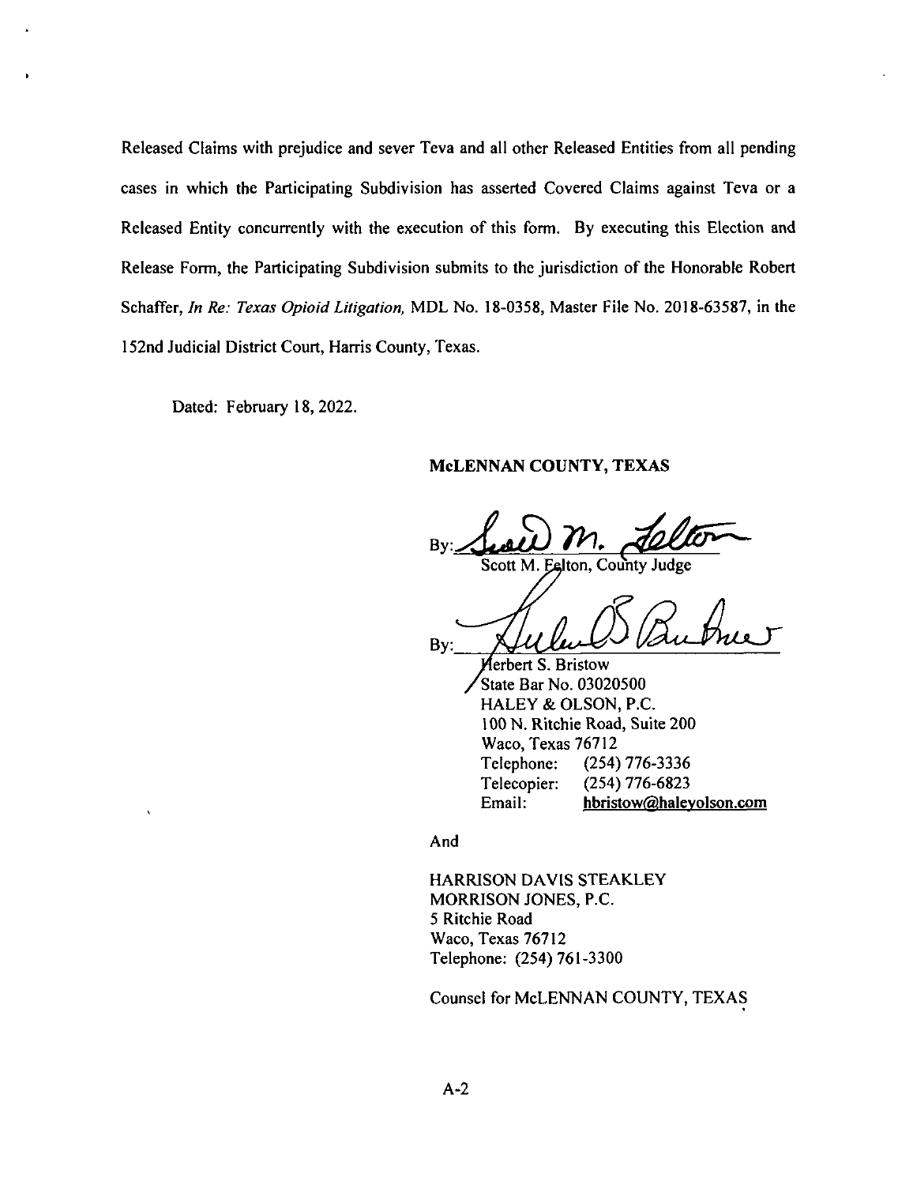Released Claims with prejudice and sever Teva and all other Released Entities from all pending cases in which the Participating Subdivision has asserted Covered Claims against Teva or a Released Entity concurrently with the execution of this form. By executing this Election and Release Form, the Participating Subdivision submits to the jurisdiction of the Honorable Robert Schaffer, *In Re: Texas Opioid Litigation,* MDL No. 18-0358, Master File No. 2018-63587, in the 152nd Judicial District Court, Harris County, Texas.

Dated: February 18, 2022.

**McLENNAN COUNTY, TEXAS**

By: ____________________
Scott M. Felton, County Judge

By: ____________________
Herbert S. Bristow
State Bar No. 03020500
HALEY & OLSON, P.C.
100 N. Ritchie Road, Suite 200
Waco, Texas 76712
Telephone: (254) 776-3336
Telecopier: (254) 776-6823
Email: hbristow@haleyolson.com

And

HARRISON DAVIS STEAKLEY
MORRISON JONES, P.C.
5 Ritchie Road
Waco, Texas 76712
Telephone: (254) 761-3300

Counsel for McLENNAN COUNTY, TEXAS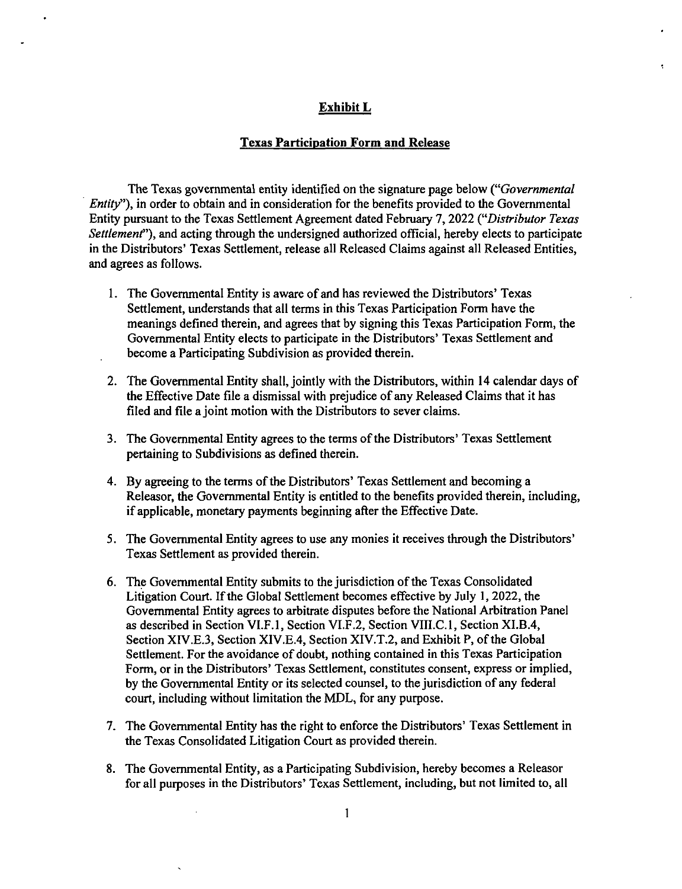# Exhibit L

## Texas Participation Form and Release

The Texas governmental entity identified on the signature page below (*"Governmental Entity"*), in order to obtain and in consideration for the benefits provided to the Governmental Entity pursuant to the Texas Settlement Agreement dated February 7, 2022 (*"Distributor Texas Settlement"*), and acting through the undersigned authorized official, hereby elects to participate in the Distributors' Texas Settlement, release all Released Claims against all Released Entities, and agrees as follows.

1. The Governmental Entity is aware of and has reviewed the Distributors' Texas Settlement, understands that all terms in this Texas Participation Form have the meanings defined therein, and agrees that by signing this Texas Participation Form, the Governmental Entity elects to participate in the Distributors' Texas Settlement and become a Participating Subdivision as provided therein.

2. The Governmental Entity shall, jointly with the Distributors, within 14 calendar days of the Effective Date file a dismissal with prejudice of any Released Claims that it has filed and file a joint motion with the Distributors to sever claims.

3. The Governmental Entity agrees to the terms of the Distributors' Texas Settlement pertaining to Subdivisions as defined therein.

4. By agreeing to the terms of the Distributors' Texas Settlement and becoming a Releasor, the Governmental Entity is entitled to the benefits provided therein, including, if applicable, monetary payments beginning after the Effective Date.

5. The Governmental Entity agrees to use any monies it receives through the Distributors' Texas Settlement as provided therein.

6. The Governmental Entity submits to the jurisdiction of the Texas Consolidated Litigation Court. If the Global Settlement becomes effective by July 1, 2022, the Governmental Entity agrees to arbitrate disputes before the National Arbitration Panel as described in Section VI.F.1, Section VI.F.2, Section VIII.C.1, Section XI.B.4, Section XIV.E.3, Section XIV.E.4, Section XIV.T.2, and Exhibit P, of the Global Settlement. For the avoidance of doubt, nothing contained in this Texas Participation Form, or in the Distributors' Texas Settlement, constitutes consent, express or implied, by the Governmental Entity or its selected counsel, to the jurisdiction of any federal court, including without limitation the MDL, for any purpose.

7. The Governmental Entity has the right to enforce the Distributors' Texas Settlement in the Texas Consolidated Litigation Court as provided therein.

8. The Governmental Entity, as a Participating Subdivision, hereby becomes a Releasor for all purposes in the Distributors' Texas Settlement, including, but not limited to, all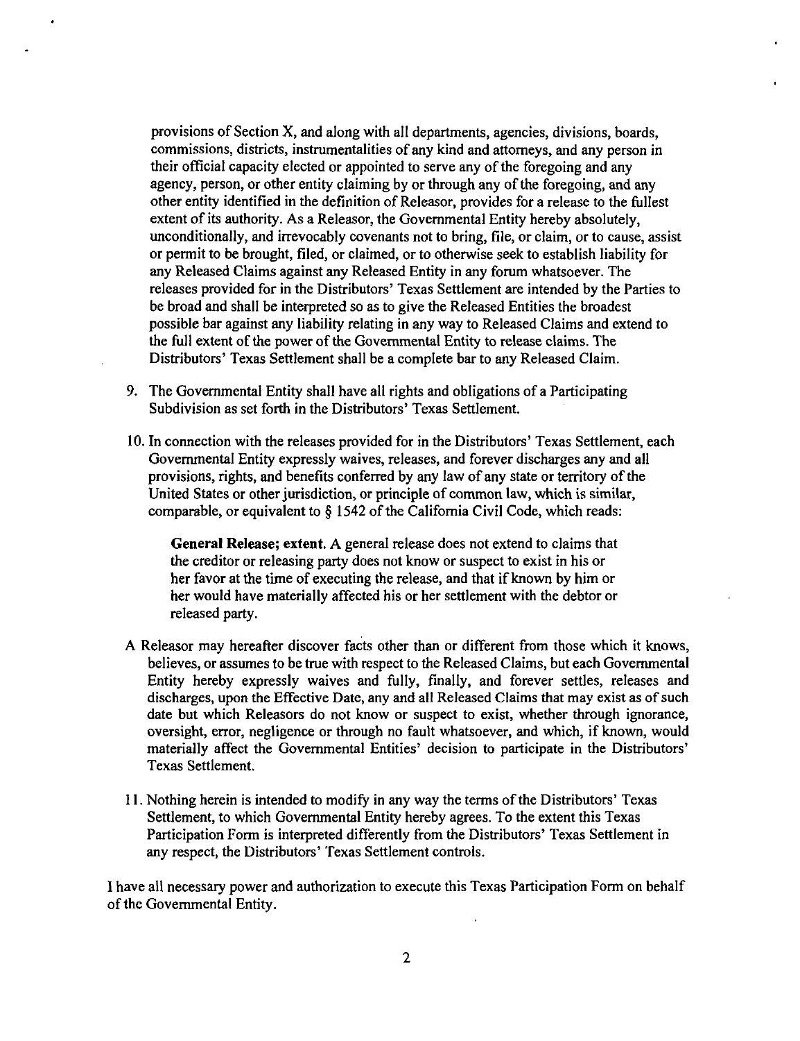provisions of Section X, and along with all departments, agencies, divisions, boards, commissions, districts, instrumentalities of any kind and attorneys, and any person in their official capacity elected or appointed to serve any of the foregoing and any agency, person, or other entity claiming by or through any of the foregoing, and any other entity identified in the definition of Releasor, provides for a release to the fullest extent of its authority. As a Releasor, the Governmental Entity hereby absolutely, unconditionally, and irrevocably covenants not to bring, file, or claim, or to cause, assist or permit to be brought, filed, or claimed, or to otherwise seek to establish liability for any Released Claims against any Released Entity in any forum whatsoever. The releases provided for in the Distributors' Texas Settlement are intended by the Parties to be broad and shall be interpreted so as to give the Released Entities the broadest possible bar against any liability relating in any way to Released Claims and extend to the full extent of the power of the Governmental Entity to release claims. The Distributors' Texas Settlement shall be a complete bar to any Released Claim.

9. The Governmental Entity shall have all rights and obligations of a Participating Subdivision as set forth in the Distributors' Texas Settlement.

10. In connection with the releases provided for in the Distributors' Texas Settlement, each Governmental Entity expressly waives, releases, and forever discharges any and all provisions, rights, and benefits conferred by any law of any state or territory of the United States or other jurisdiction, or principle of common law, which is similar, comparable, or equivalent to § 1542 of the California Civil Code, which reads:

   **General Release; extent.** A general release does not extend to claims that the creditor or releasing party does not know or suspect to exist in his or her favor at the time of executing the release, and that if known by him or her would have materially affected his or her settlement with the debtor or released party.

A Releasor may hereafter discover facts other than or different from those which it knows, believes, or assumes to be true with respect to the Released Claims, but each Governmental Entity hereby expressly waives and fully, finally, and forever settles, releases and discharges, upon the Effective Date, any and all Released Claims that may exist as of such date but which Releasors do not know or suspect to exist, whether through ignorance, oversight, error, negligence or through no fault whatsoever, and which, if known, would materially affect the Governmental Entities' decision to participate in the Distributors' Texas Settlement.

11. Nothing herein is intended to modify in any way the terms of the Distributors' Texas Settlement, to which Governmental Entity hereby agrees. To the extent this Texas Participation Form is interpreted differently from the Distributors' Texas Settlement in any respect, the Distributors' Texas Settlement controls.

I have all necessary power and authorization to execute this Texas Participation Form on behalf of the Governmental Entity.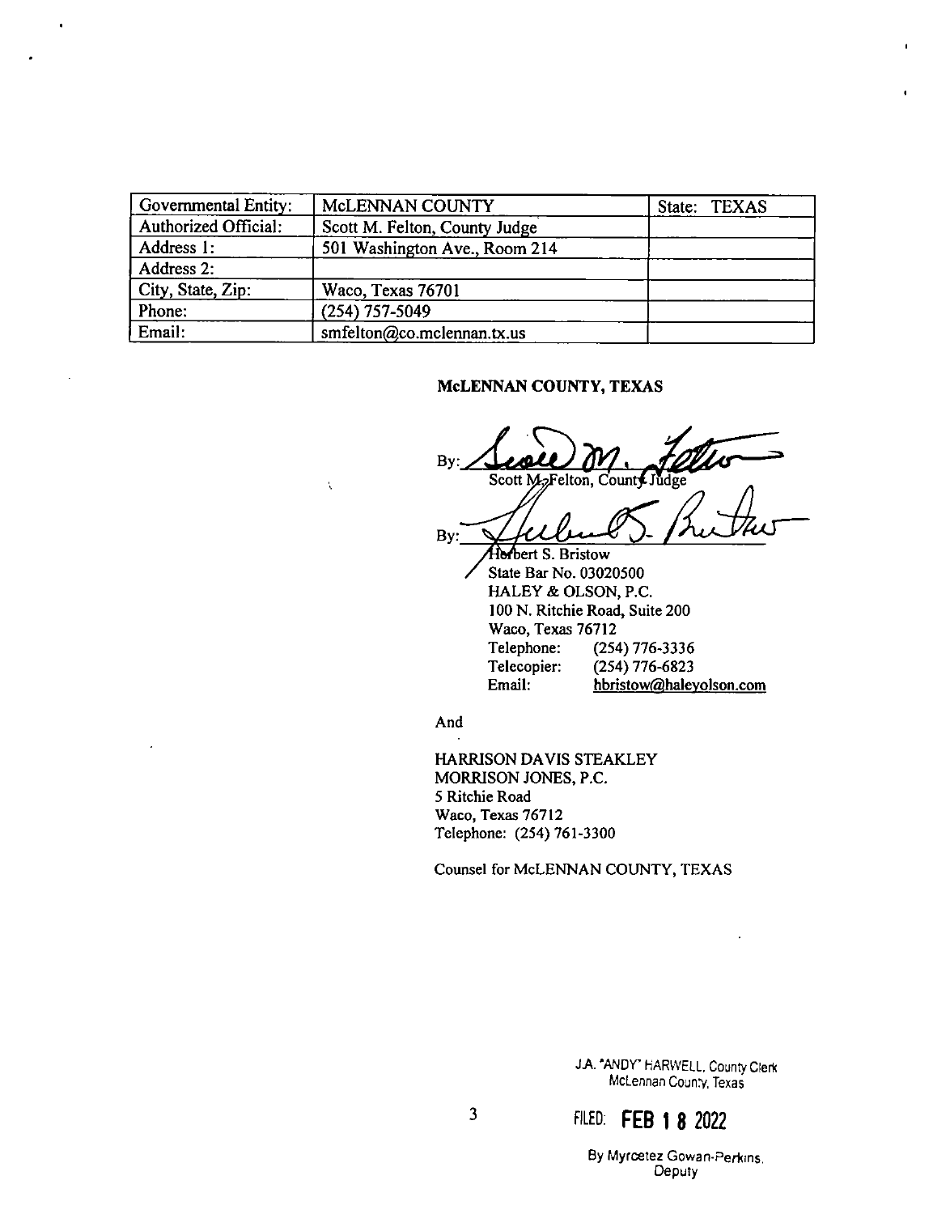| Governmental Entity: | McLENNAN COUNTY | State: TEXAS |
| --- | --- | --- |
| Authorized Official: | Scott M. Felton, County Judge | |
| Address 1: | 501 Washington Ave., Room 214 | |
| Address 2: | | |
| City, State, Zip: | Waco, Texas 76701 | |
| Phone: | (254) 757-5049 | |
| Email: | smfelton@co.mclennan.tx.us | |

**McLENNAN COUNTY, TEXAS**

By: ______________________
Scott M. Felton, County Judge

By: ______________________
Herbert S. Bristow
State Bar No. 03020500
HALEY & OLSON, P.C.
100 N. Ritchie Road, Suite 200
Waco, Texas 76712
Telephone: (254) 776-3336
Telecopier: (254) 776-6823
Email: hbristow@haleyolson.com

And

HARRISON DAVIS STEAKLEY
MORRISON JONES, P.C.
5 Ritchie Road
Waco, Texas 76712
Telephone: (254) 761-3300

Counsel for McLENNAN COUNTY, TEXAS

J.A. "ANDY" HARWELL, County Clerk
McLennan County, Texas

FILED: **FEB 1 8 2022**

By Myrcetez Gowan-Perkins, Deputy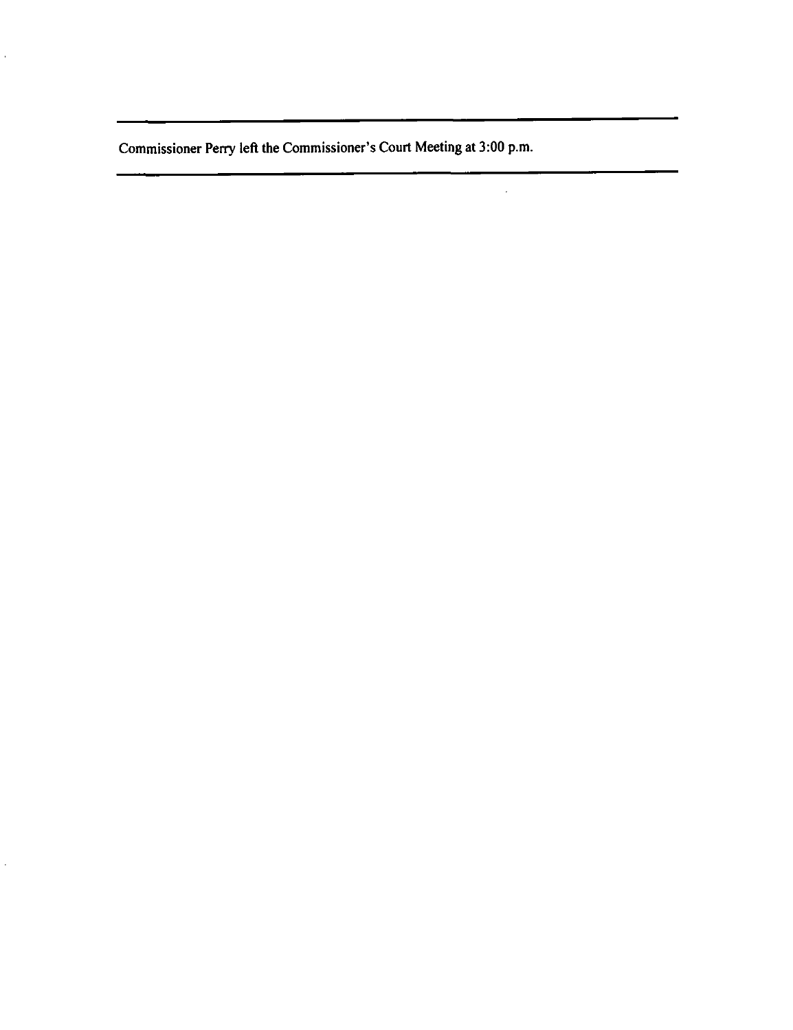---

Commissioner Perry left the Commissioner's Court Meeting at 3:00 p.m.

---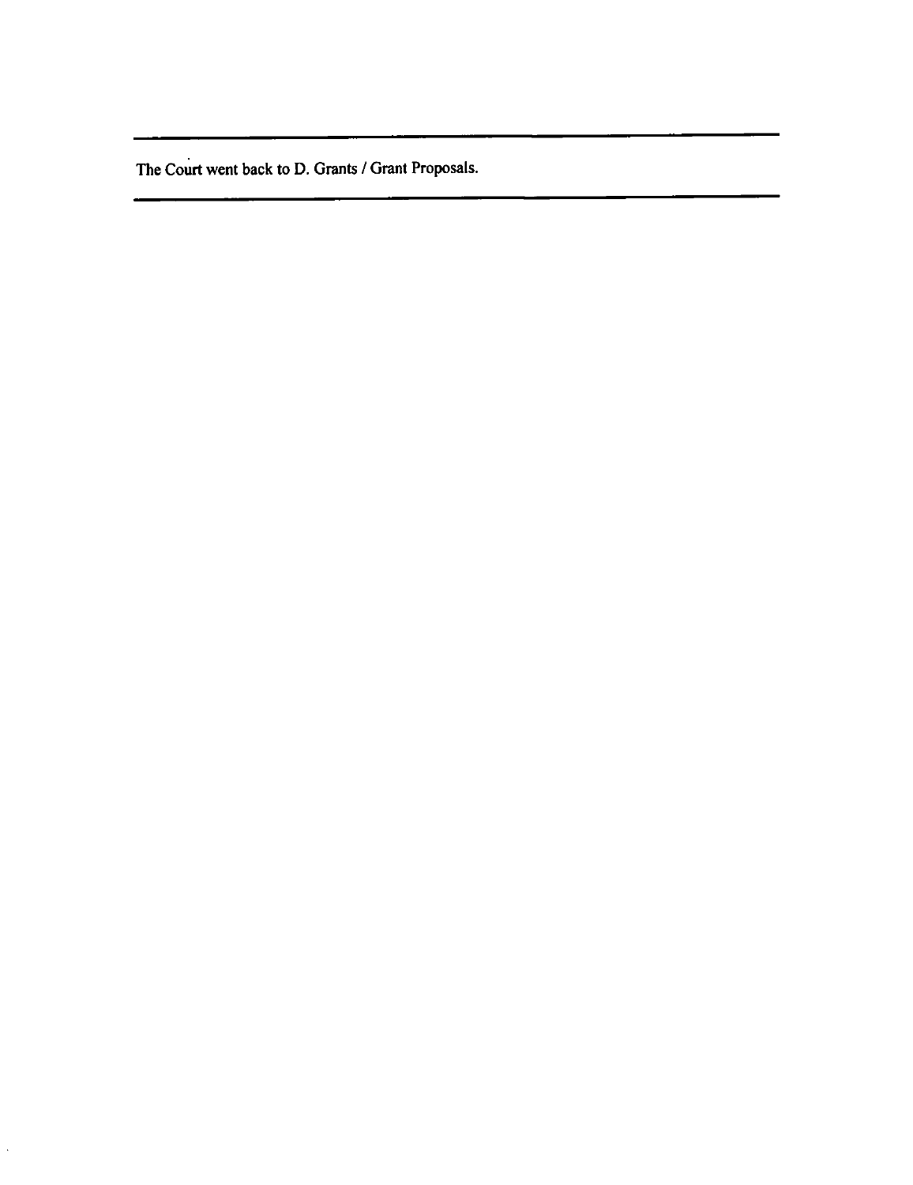---

The Court went back to D. Grants / Grant Proposals.

---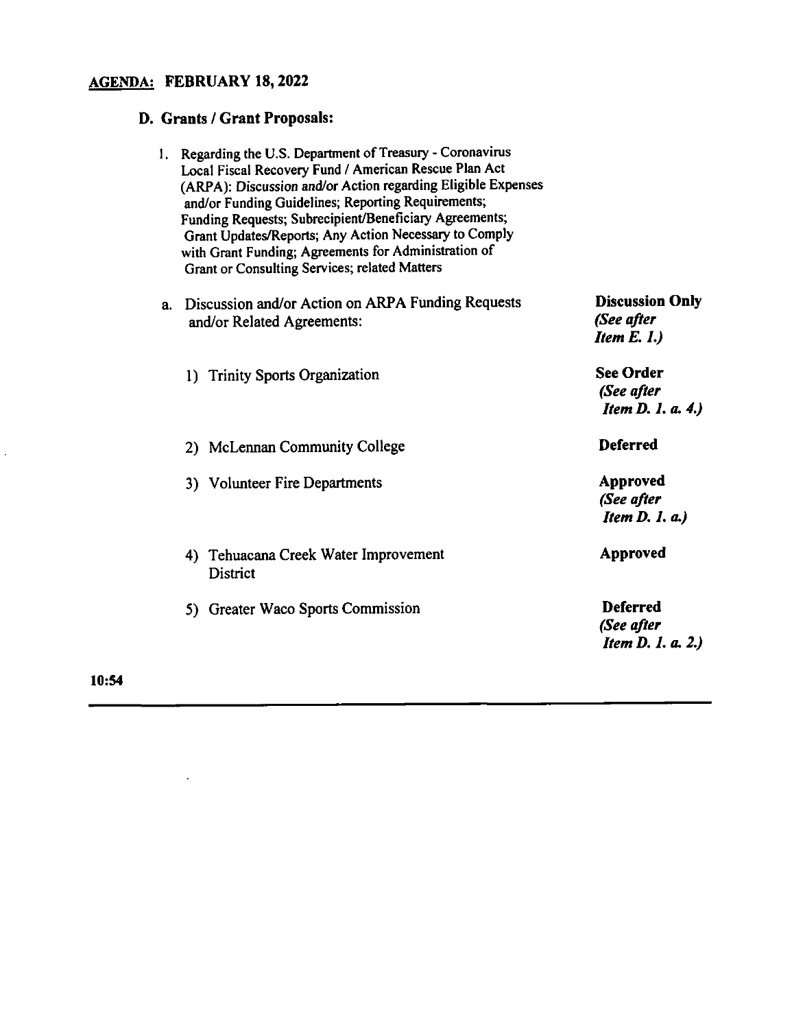**AGENDA: FEBRUARY 18, 2022**

## D. Grants / Grant Proposals:

1. Regarding the U.S. Department of Treasury - Coronavirus Local Fiscal Recovery Fund / American Rescue Plan Act (ARPA): Discussion and/or Action regarding Eligible Expenses and/or Funding Guidelines; Reporting Requirements; Funding Requests; Subrecipient/Beneficiary Agreements; Grant Updates/Reports; Any Action Necessary to Comply with Grant Funding; Agreements for Administration of Grant or Consulting Services; related Matters

| Item | Action |
|---|---|
| a. Discussion and/or Action on ARPA Funding Requests and/or Related Agreements: | **Discussion Only** ***(See after Item E. 1.)*** |
| 1) Trinity Sports Organization | **See Order** ***(See after Item D. 1. a. 4.)*** |
| 2) McLennan Community College | **Deferred** |
| 3) Volunteer Fire Departments | **Approved** ***(See after Item D. 1. a.)*** |
| 4) Tehuacana Creek Water Improvement District | **Approved** |
| 5) Greater Waco Sports Commission | **Deferred** ***(See after Item D. 1. a. 2.)*** |

**10:54**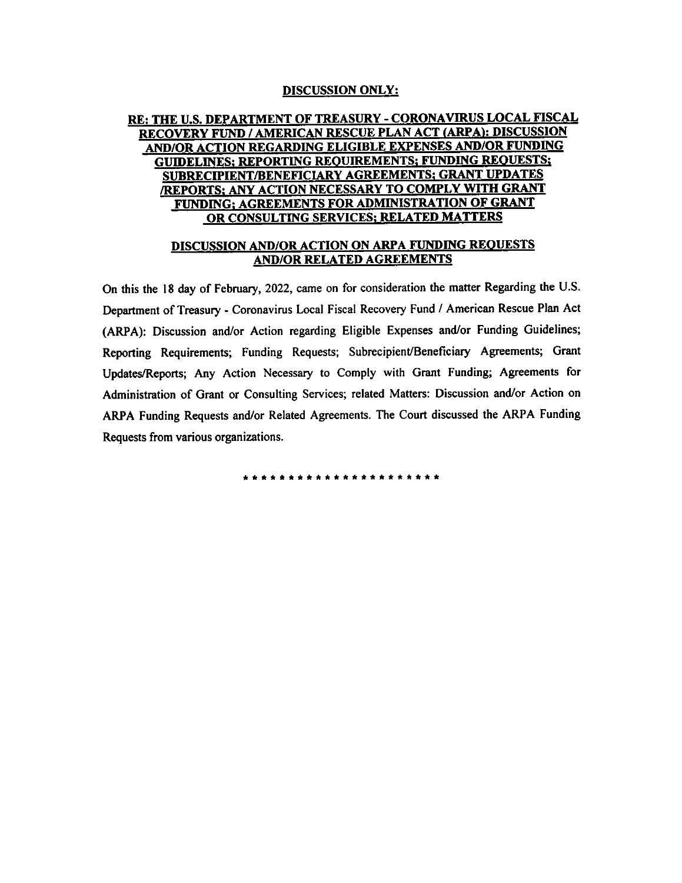**DISCUSSION ONLY:**

**RE: THE U.S. DEPARTMENT OF TREASURY - CORONAVIRUS LOCAL FISCAL RECOVERY FUND / AMERICAN RESCUE PLAN ACT (ARPA): DISCUSSION AND/OR ACTION REGARDING ELIGIBLE EXPENSES AND/OR FUNDING GUIDELINES; REPORTING REQUIREMENTS; FUNDING REQUESTS; SUBRECIPIENT/BENEFICIARY AGREEMENTS; GRANT UPDATES /REPORTS; ANY ACTION NECESSARY TO COMPLY WITH GRANT FUNDING; AGREEMENTS FOR ADMINISTRATION OF GRANT OR CONSULTING SERVICES; RELATED MATTERS**

**DISCUSSION AND/OR ACTION ON ARPA FUNDING REQUESTS AND/OR RELATED AGREEMENTS**

On this the 18 day of February, 2022, came on for consideration the matter Regarding the U.S. Department of Treasury - Coronavirus Local Fiscal Recovery Fund / American Rescue Plan Act (ARPA): Discussion and/or Action regarding Eligible Expenses and/or Funding Guidelines; Reporting Requirements; Funding Requests; Subrecipient/Beneficiary Agreements; Grant Updates/Reports; Any Action Necessary to Comply with Grant Funding; Agreements for Administration of Grant or Consulting Services; related Matters: Discussion and/or Action on ARPA Funding Requests and/or Related Agreements. The Court discussed the ARPA Funding Requests from various organizations.

* * * * * * * * * * * * * * * * * * * * * * *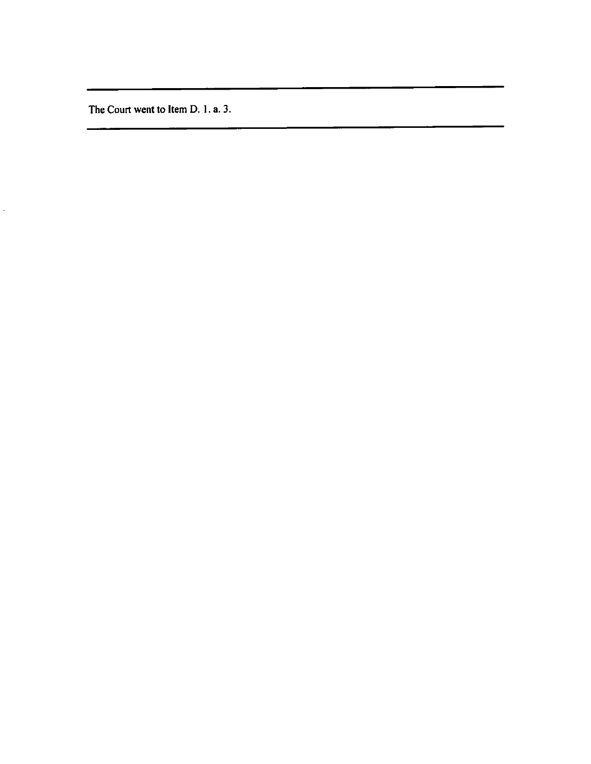---

The Court went to Item D. 1. a. 3.

---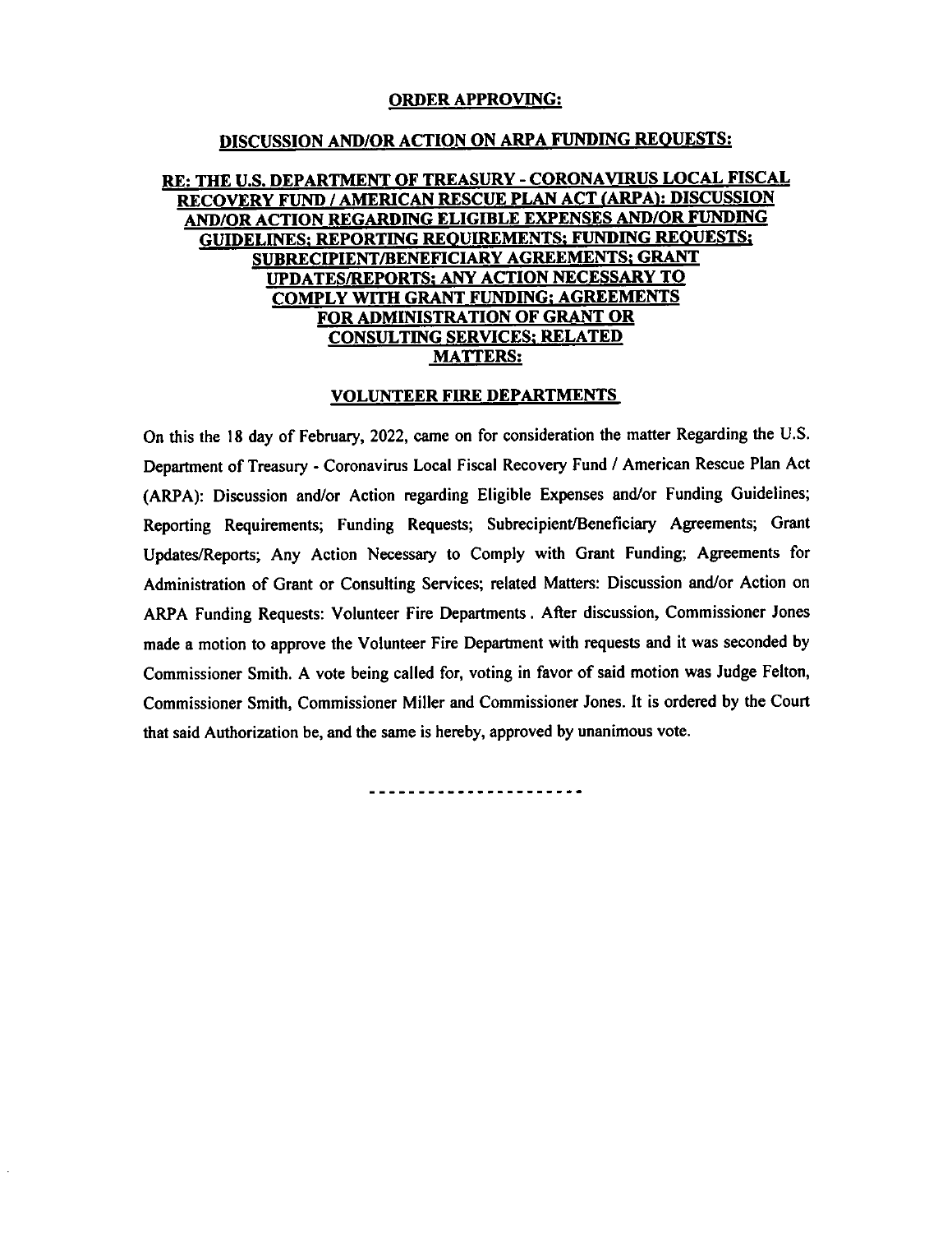**ORDER APPROVING:**

**DISCUSSION AND/OR ACTION ON ARPA FUNDING REQUESTS:**

**RE: THE U.S. DEPARTMENT OF TREASURY - CORONAVIRUS LOCAL FISCAL RECOVERY FUND / AMERICAN RESCUE PLAN ACT (ARPA): DISCUSSION AND/OR ACTION REGARDING ELIGIBLE EXPENSES AND/OR FUNDING GUIDELINES; REPORTING REQUIREMENTS; FUNDING REQUESTS; SUBRECIPIENT/BENEFICIARY AGREEMENTS; GRANT UPDATES/REPORTS; ANY ACTION NECESSARY TO COMPLY WITH GRANT FUNDING; AGREEMENTS FOR ADMINISTRATION OF GRANT OR CONSULTING SERVICES; RELATED MATTERS:**

**VOLUNTEER FIRE DEPARTMENTS**

On this the 18 day of February, 2022, came on for consideration the matter Regarding the U.S. Department of Treasury - Coronavirus Local Fiscal Recovery Fund / American Rescue Plan Act (ARPA): Discussion and/or Action regarding Eligible Expenses and/or Funding Guidelines; Reporting Requirements; Funding Requests; Subrecipient/Beneficiary Agreements; Grant Updates/Reports; Any Action Necessary to Comply with Grant Funding; Agreements for Administration of Grant or Consulting Services; related Matters: Discussion and/or Action on ARPA Funding Requests: Volunteer Fire Departments . After discussion, Commissioner Jones made a motion to approve the Volunteer Fire Department with requests and it was seconded by Commissioner Smith. A vote being called for, voting in favor of said motion was Judge Felton, Commissioner Smith, Commissioner Miller and Commissioner Jones. It is ordered by the Court that said Authorization be, and the same is hereby, approved by unanimous vote.

---------------------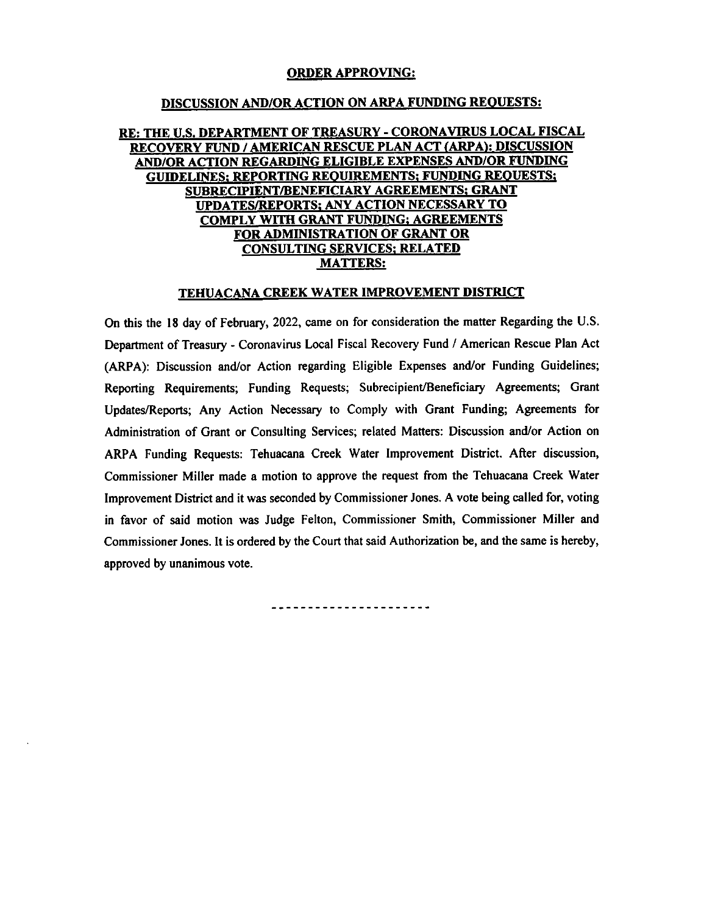**ORDER APPROVING:**

**DISCUSSION AND/OR ACTION ON ARPA FUNDING REQUESTS:**

**RE: THE U.S. DEPARTMENT OF TREASURY - CORONAVIRUS LOCAL FISCAL RECOVERY FUND / AMERICAN RESCUE PLAN ACT (ARPA): DISCUSSION AND/OR ACTION REGARDING ELIGIBLE EXPENSES AND/OR FUNDING GUIDELINES; REPORTING REQUIREMENTS; FUNDING REQUESTS; SUBRECIPIENT/BENEFICIARY AGREEMENTS; GRANT UPDATES/REPORTS; ANY ACTION NECESSARY TO COMPLY WITH GRANT FUNDING; AGREEMENTS FOR ADMINISTRATION OF GRANT OR CONSULTING SERVICES; RELATED MATTERS:**

**TEHUACANA CREEK WATER IMPROVEMENT DISTRICT**

On this the 18 day of February, 2022, came on for consideration the matter Regarding the U.S. Department of Treasury - Coronavirus Local Fiscal Recovery Fund / American Rescue Plan Act (ARPA): Discussion and/or Action regarding Eligible Expenses and/or Funding Guidelines; Reporting Requirements; Funding Requests; Subrecipient/Beneficiary Agreements; Grant Updates/Reports; Any Action Necessary to Comply with Grant Funding; Agreements for Administration of Grant or Consulting Services; related Matters: Discussion and/or Action on ARPA Funding Requests: Tehuacana Creek Water Improvement District. After discussion, Commissioner Miller made a motion to approve the request from the Tehuacana Creek Water Improvement District and it was seconded by Commissioner Jones. A vote being called for, voting in favor of said motion was Judge Felton, Commissioner Smith, Commissioner Miller and Commissioner Jones. It is ordered by the Court that said Authorization be, and the same is hereby, approved by unanimous vote.

---------------------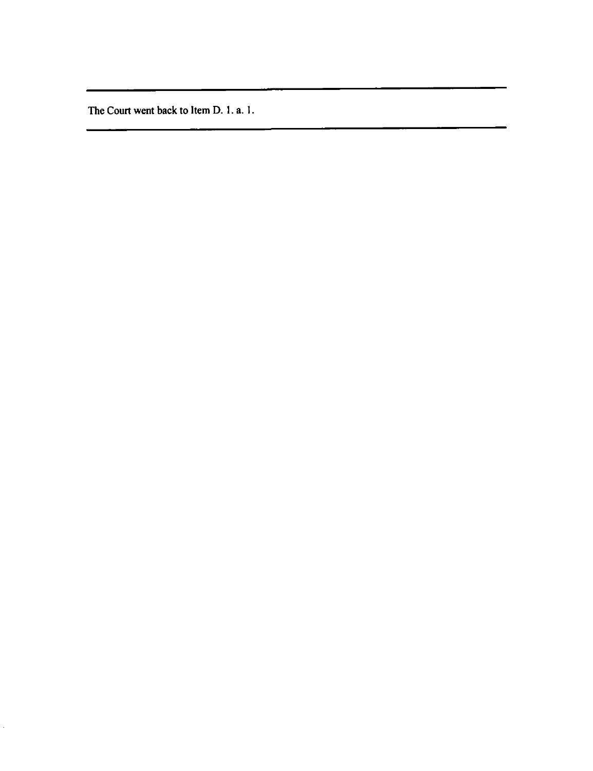---

The Court went back to Item D. 1. a. 1.

---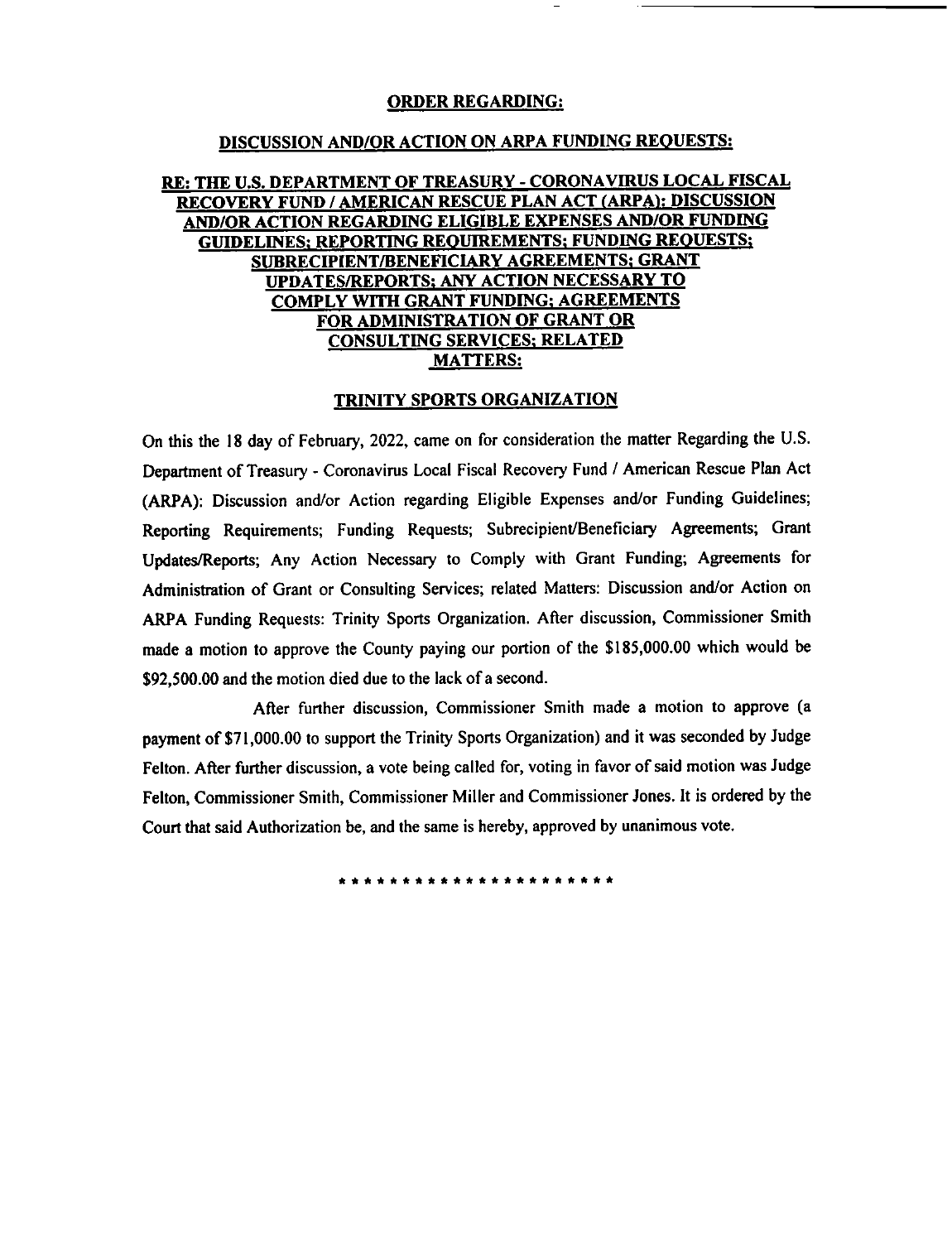**ORDER REGARDING:**

**DISCUSSION AND/OR ACTION ON ARPA FUNDING REQUESTS:**

**RE: THE U.S. DEPARTMENT OF TREASURY - CORONAVIRUS LOCAL FISCAL RECOVERY FUND / AMERICAN RESCUE PLAN ACT (ARPA): DISCUSSION AND/OR ACTION REGARDING ELIGIBLE EXPENSES AND/OR FUNDING GUIDELINES; REPORTING REQUIREMENTS; FUNDING REQUESTS; SUBRECIPIENT/BENEFICIARY AGREEMENTS; GRANT UPDATES/REPORTS; ANY ACTION NECESSARY TO COMPLY WITH GRANT FUNDING; AGREEMENTS FOR ADMINISTRATION OF GRANT OR CONSULTING SERVICES; RELATED MATTERS:**

**TRINITY SPORTS ORGANIZATION**

On this the 18 day of February, 2022, came on for consideration the matter Regarding the U.S. Department of Treasury - Coronavirus Local Fiscal Recovery Fund / American Rescue Plan Act (ARPA): Discussion and/or Action regarding Eligible Expenses and/or Funding Guidelines; Reporting Requirements; Funding Requests; Subrecipient/Beneficiary Agreements; Grant Updates/Reports; Any Action Necessary to Comply with Grant Funding; Agreements for Administration of Grant or Consulting Services; related Matters: Discussion and/or Action on ARPA Funding Requests: Trinity Sports Organization. After discussion, Commissioner Smith made a motion to approve the County paying our portion of the $185,000.00 which would be $92,500.00 and the motion died due to the lack of a second.

After further discussion, Commissioner Smith made a motion to approve (a payment of $71,000.00 to support the Trinity Sports Organization) and it was seconded by Judge Felton. After further discussion, a vote being called for, voting in favor of said motion was Judge Felton, Commissioner Smith, Commissioner Miller and Commissioner Jones. It is ordered by the Court that said Authorization be, and the same is hereby, approved by unanimous vote.

\* \* \* \* \* \* \* \* \* \* \* \* \* \* \* \* \* \* \* \* \* \* \*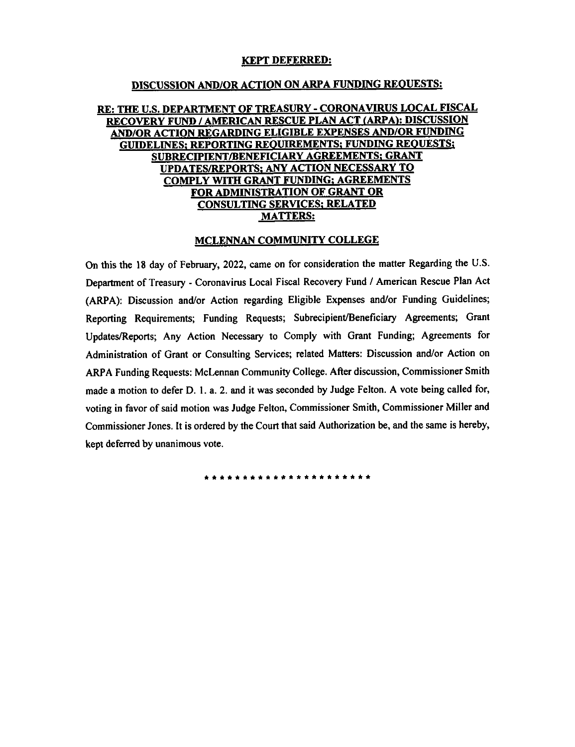**KEPT DEFERRED:**

**DISCUSSION AND/OR ACTION ON ARPA FUNDING REQUESTS:**

**RE: THE U.S. DEPARTMENT OF TREASURY - CORONAVIRUS LOCAL FISCAL RECOVERY FUND / AMERICAN RESCUE PLAN ACT (ARPA): DISCUSSION AND/OR ACTION REGARDING ELIGIBLE EXPENSES AND/OR FUNDING GUIDELINES; REPORTING REQUIREMENTS; FUNDING REQUESTS; SUBRECIPIENT/BENEFICIARY AGREEMENTS; GRANT UPDATES/REPORTS; ANY ACTION NECESSARY TO COMPLY WITH GRANT FUNDING; AGREEMENTS FOR ADMINISTRATION OF GRANT OR CONSULTING SERVICES; RELATED MATTERS:**

**MCLENNAN COMMUNITY COLLEGE**

On this the 18 day of February, 2022, came on for consideration the matter Regarding the U.S. Department of Treasury - Coronavirus Local Fiscal Recovery Fund / American Rescue Plan Act (ARPA): Discussion and/or Action regarding Eligible Expenses and/or Funding Guidelines; Reporting Requirements; Funding Requests; Subrecipient/Beneficiary Agreements; Grant Updates/Reports; Any Action Necessary to Comply with Grant Funding; Agreements for Administration of Grant or Consulting Services; related Matters: Discussion and/or Action on ARPA Funding Requests: McLennan Community College. After discussion, Commissioner Smith made a motion to defer D. 1. a. 2. and it was seconded by Judge Felton. A vote being called for, voting in favor of said motion was Judge Felton, Commissioner Smith, Commissioner Miller and Commissioner Jones. It is ordered by the Court that said Authorization be, and the same is hereby, kept deferred by unanimous vote.

\* \* \* \* \* \* \* \* \* \* \* \* \* \* \* \* \* \* \* \* \* \* \* \*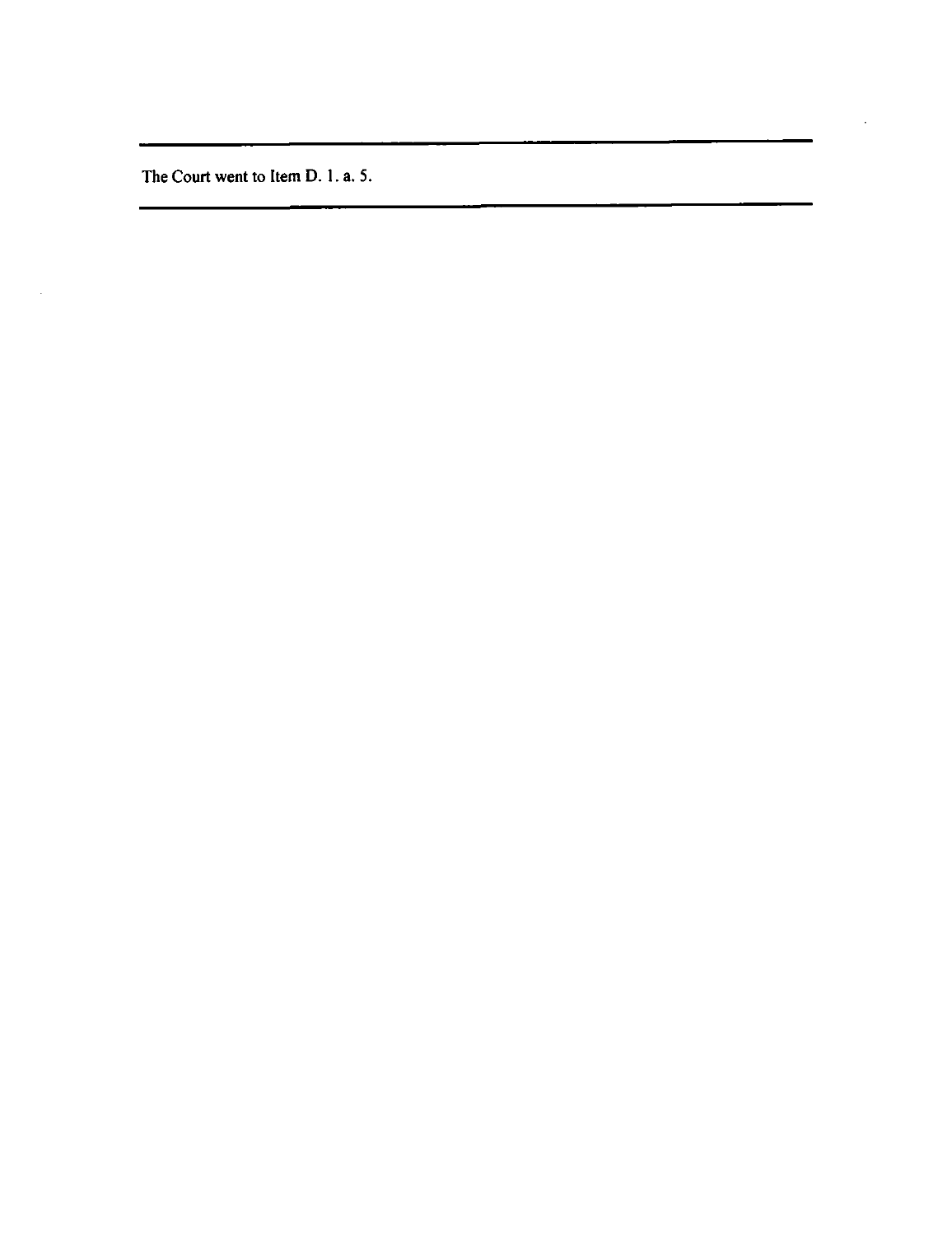---

The Court went to Item D. 1. a. 5.

---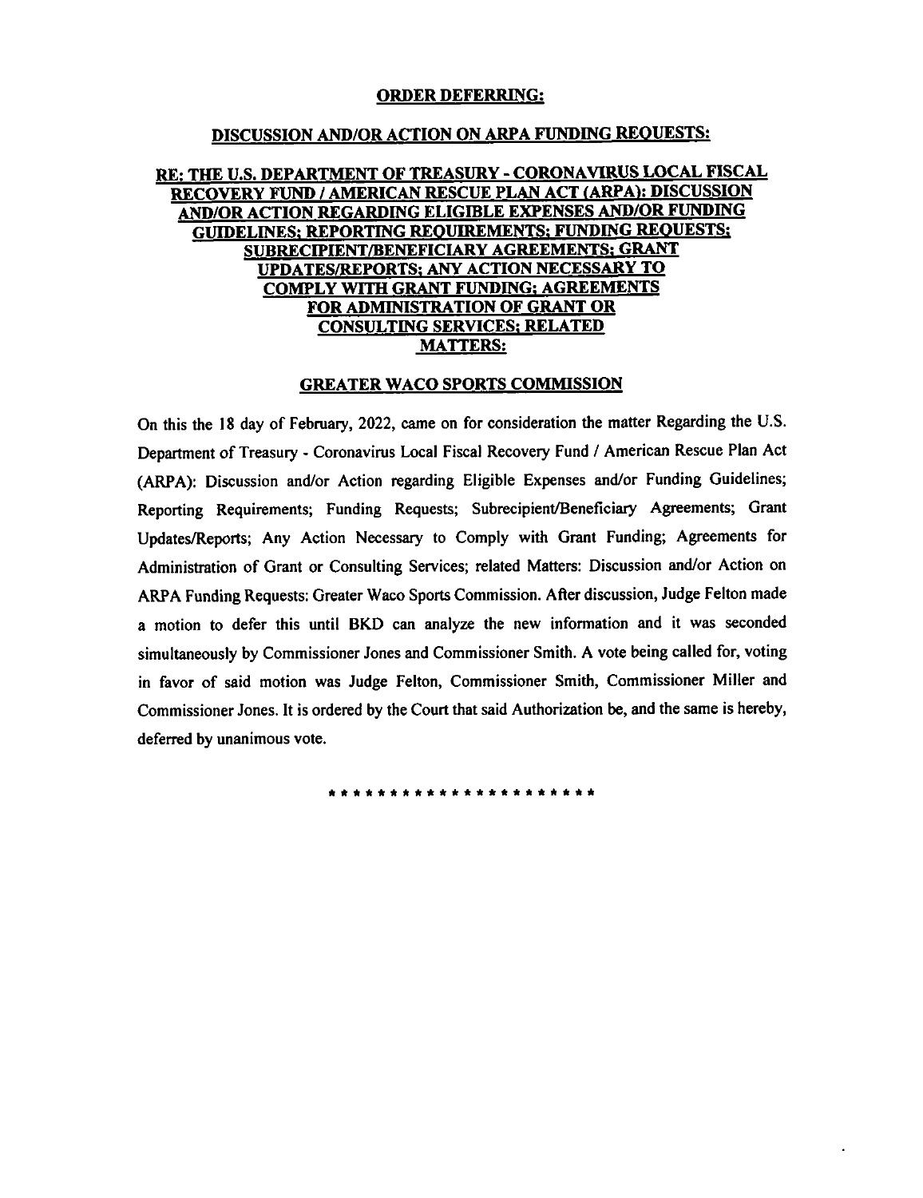**ORDER DEFERRING:**

**DISCUSSION AND/OR ACTION ON ARPA FUNDING REQUESTS:**

**RE: THE U.S. DEPARTMENT OF TREASURY - CORONAVIRUS LOCAL FISCAL RECOVERY FUND / AMERICAN RESCUE PLAN ACT (ARPA): DISCUSSION AND/OR ACTION REGARDING ELIGIBLE EXPENSES AND/OR FUNDING GUIDELINES; REPORTING REQUIREMENTS; FUNDING REQUESTS; SUBRECIPIENT/BENEFICIARY AGREEMENTS; GRANT UPDATES/REPORTS; ANY ACTION NECESSARY TO COMPLY WITH GRANT FUNDING; AGREEMENTS FOR ADMINISTRATION OF GRANT OR CONSULTING SERVICES; RELATED MATTERS:**

**GREATER WACO SPORTS COMMISSION**

On this the 18 day of February, 2022, came on for consideration the matter Regarding the U.S. Department of Treasury - Coronavirus Local Fiscal Recovery Fund / American Rescue Plan Act (ARPA): Discussion and/or Action regarding Eligible Expenses and/or Funding Guidelines; Reporting Requirements; Funding Requests; Subrecipient/Beneficiary Agreements; Grant Updates/Reports; Any Action Necessary to Comply with Grant Funding; Agreements for Administration of Grant or Consulting Services; related Matters: Discussion and/or Action on ARPA Funding Requests: Greater Waco Sports Commission. After discussion, Judge Felton made a motion to defer this until BKD can analyze the new information and it was seconded simultaneously by Commissioner Jones and Commissioner Smith. A vote being called for, voting in favor of said motion was Judge Felton, Commissioner Smith, Commissioner Miller and Commissioner Jones. It is ordered by the Court that said Authorization be, and the same is hereby, deferred by unanimous vote.

\* \* \* \* \* \* \* \* \* \* \* \* \* \* \* \* \* \* \* \* \* \* \* \*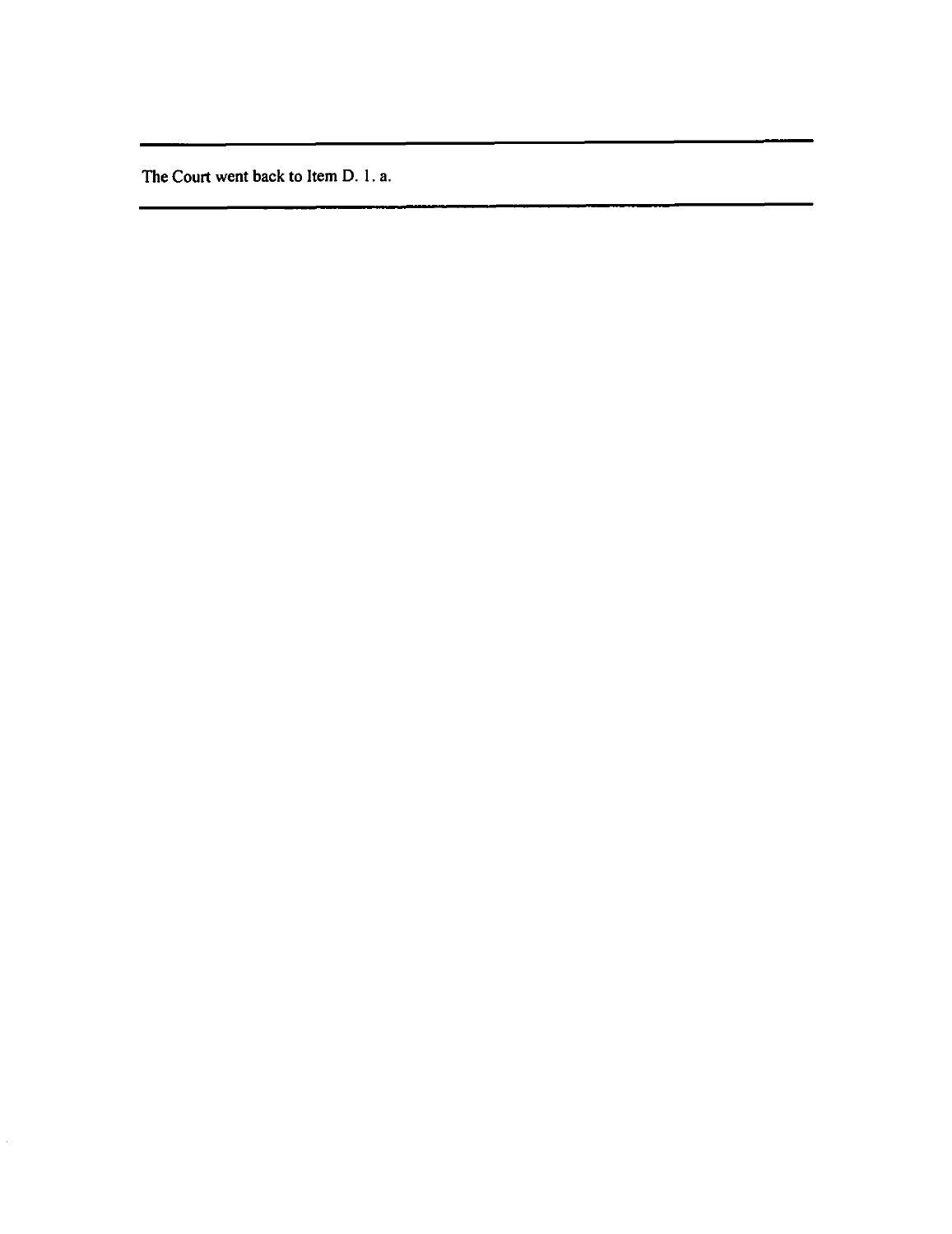---

The Court went back to Item D. 1. a.

---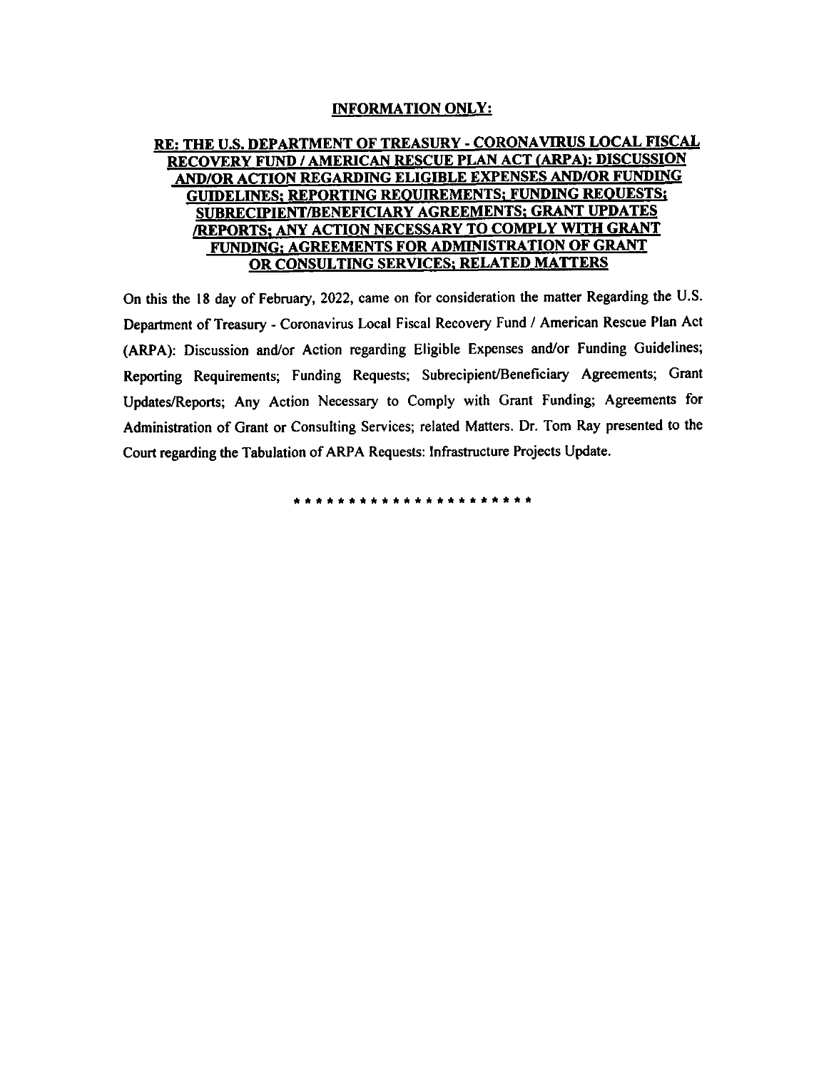**INFORMATION ONLY:**

**RE: THE U.S. DEPARTMENT OF TREASURY - CORONAVIRUS LOCAL FISCAL RECOVERY FUND / AMERICAN RESCUE PLAN ACT (ARPA): DISCUSSION AND/OR ACTION REGARDING ELIGIBLE EXPENSES AND/OR FUNDING GUIDELINES; REPORTING REQUIREMENTS; FUNDING REQUESTS; SUBRECIPIENT/BENEFICIARY AGREEMENTS; GRANT UPDATES /REPORTS; ANY ACTION NECESSARY TO COMPLY WITH GRANT FUNDING; AGREEMENTS FOR ADMINISTRATION OF GRANT OR CONSULTING SERVICES; RELATED MATTERS**

On this the 18 day of February, 2022, came on for consideration the matter Regarding the U.S. Department of Treasury - Coronavirus Local Fiscal Recovery Fund / American Rescue Plan Act (ARPA): Discussion and/or Action regarding Eligible Expenses and/or Funding Guidelines; Reporting Requirements; Funding Requests; Subrecipient/Beneficiary Agreements; Grant Updates/Reports; Any Action Necessary to Comply with Grant Funding; Agreements for Administration of Grant or Consulting Services; related Matters. Dr. Tom Ray presented to the Court regarding the Tabulation of ARPA Requests: Infrastructure Projects Update.

\* \* \* \* \* \* \* \* \* \* \* \* \* \* \* \* \* \* \* \* \* \* \* \*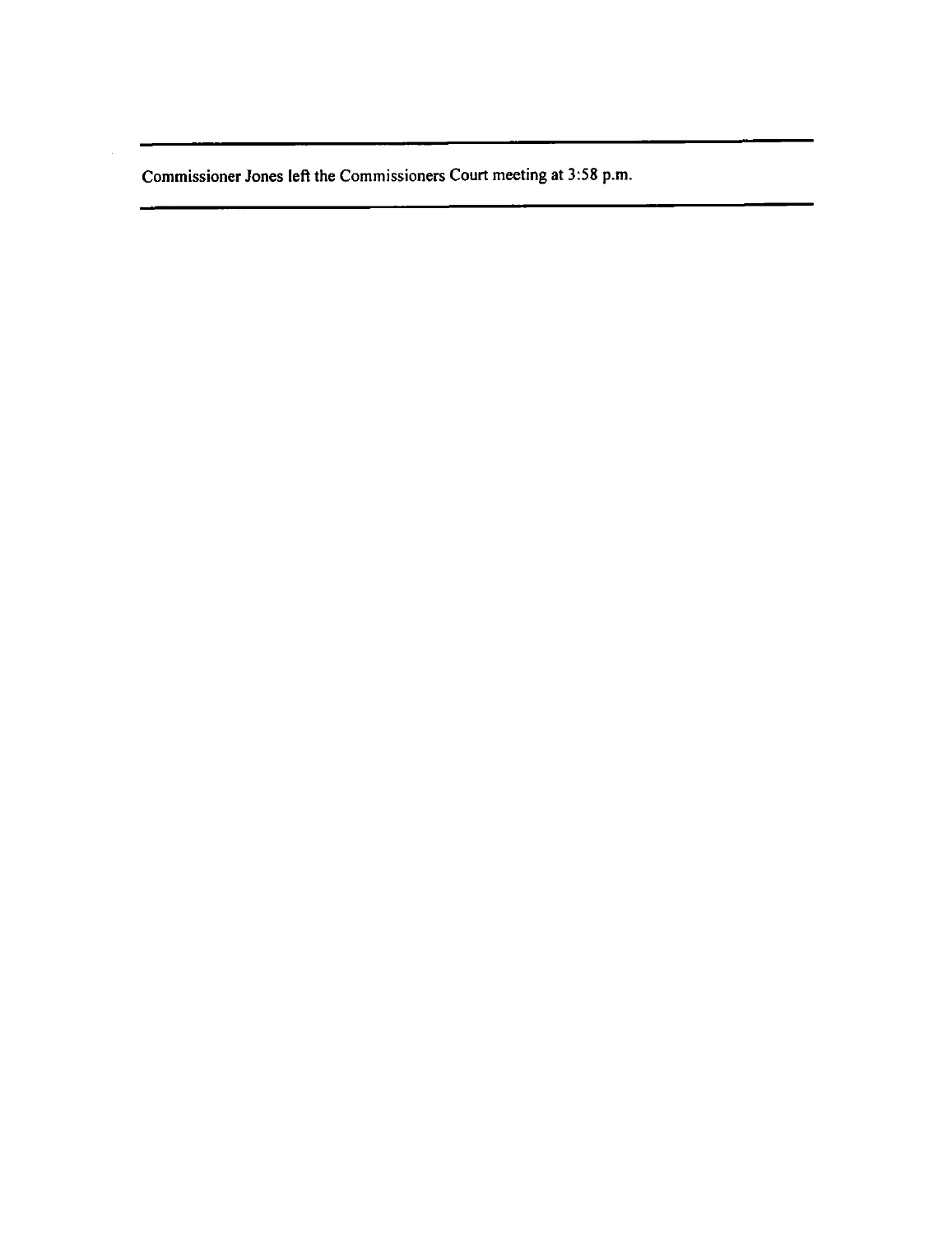---

Commissioner Jones left the Commissioners Court meeting at 3:58 p.m.

---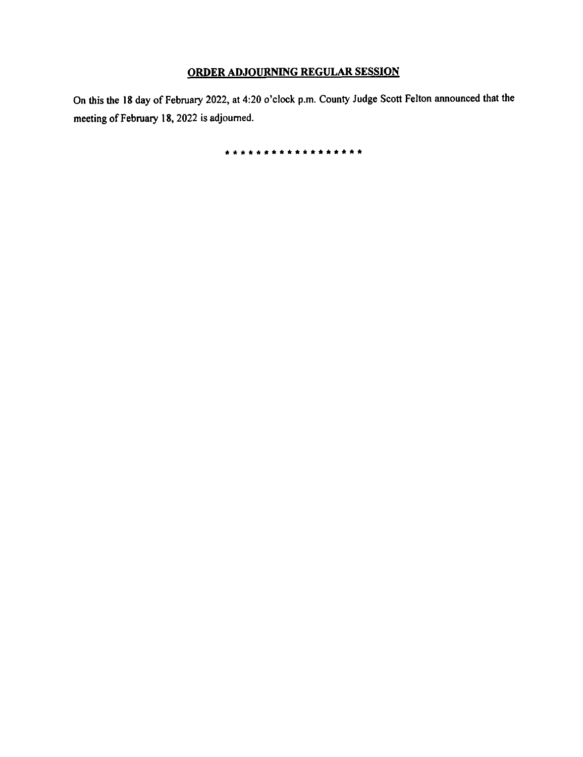## ORDER ADJOURNING REGULAR SESSION

On this the 18 day of February 2022, at 4:20 o'clock p.m. County Judge Scott Felton announced that the meeting of February 18, 2022 is adjourned.

* * * * * * * * * * * * * * * * * * *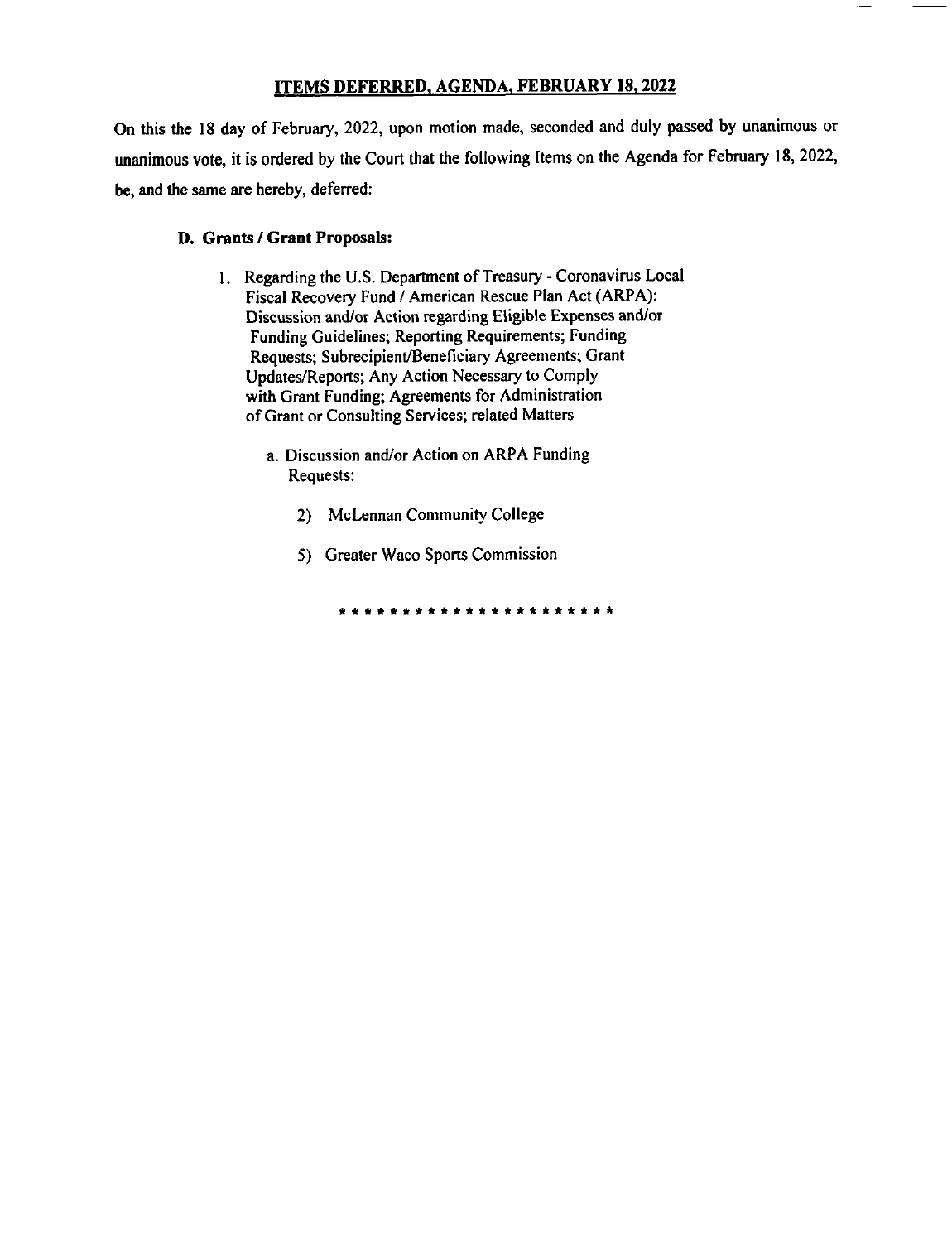## ITEMS DEFERRED, AGENDA, FEBRUARY 18, 2022

On this the 18 day of February, 2022, upon motion made, seconded and duly passed by unanimous or unanimous vote, it is ordered by the Court that the following Items on the Agenda for February 18, 2022, be, and the same are hereby, deferred:

**D. Grants / Grant Proposals:**

1. Regarding the U.S. Department of Treasury - Coronavirus Local Fiscal Recovery Fund / American Rescue Plan Act (ARPA): Discussion and/or Action regarding Eligible Expenses and/or Funding Guidelines; Reporting Requirements; Funding Requests; Subrecipient/Beneficiary Agreements; Grant Updates/Reports; Any Action Necessary to Comply with Grant Funding; Agreements for Administration of Grant or Consulting Services; related Matters

   a. Discussion and/or Action on ARPA Funding Requests:

      2) McLennan Community College

      5) Greater Waco Sports Commission

\*\*\*\*\*\*\*\*\*\*\*\*\*\*\*\*\*\*\*\*\*\*\*\*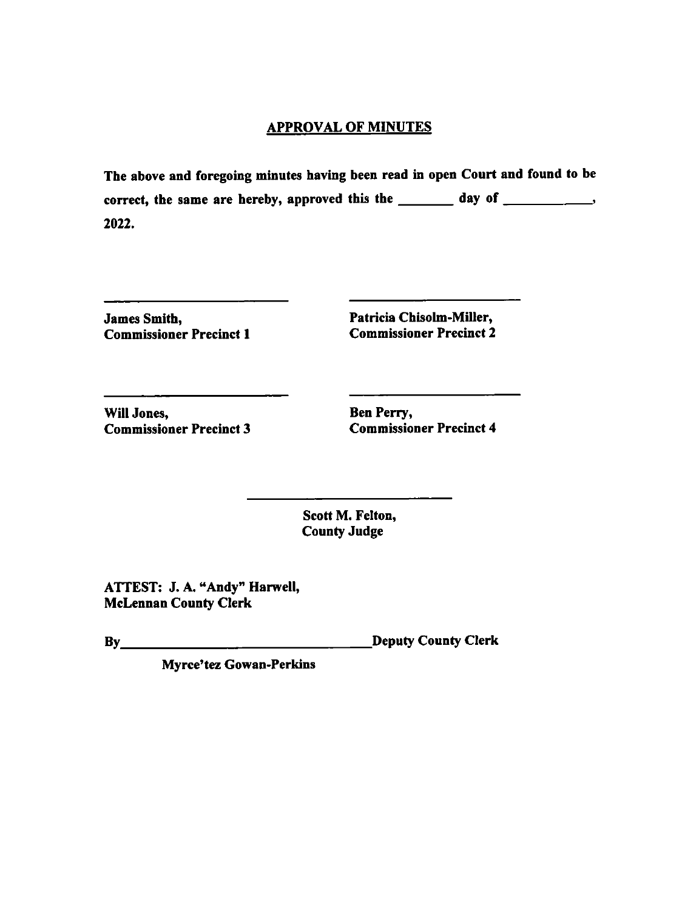## APPROVAL OF MINUTES

**The above and foregoing minutes having been read in open Court and found to be correct, the same are hereby, approved this the \_\_\_\_\_\_\_\_ day of \_\_\_\_\_\_\_\_\_\_\_\_, 2022.**

\_\_\_\_\_\_\_\_\_\_\_\_\_\_\_\_\_\_\_\_\_\_\_\_\_\_

**James Smith,**
**Commissioner Precinct 1**

\_\_\_\_\_\_\_\_\_\_\_\_\_\_\_\_\_\_\_\_\_\_\_\_\_\_

**Patricia Chisolm-Miller,**
**Commissioner Precinct 2**

\_\_\_\_\_\_\_\_\_\_\_\_\_\_\_\_\_\_\_\_\_\_\_\_\_\_

**Will Jones,**
**Commissioner Precinct 3**

\_\_\_\_\_\_\_\_\_\_\_\_\_\_\_\_\_\_\_\_\_\_\_\_\_\_

**Ben Perry,**
**Commissioner Precinct 4**

\_\_\_\_\_\_\_\_\_\_\_\_\_\_\_\_\_\_\_\_\_\_\_\_\_\_\_\_\_\_

**Scott M. Felton,**
**County Judge**

**ATTEST: J. A. "Andy" Harwell,**
**McLennan County Clerk**

**By\_\_\_\_\_\_\_\_\_\_\_\_\_\_\_\_\_\_\_\_\_\_\_\_\_\_\_\_\_\_\_\_\_\_\_\_\_\_Deputy County Clerk**

**Myrce'tez Gowan-Perkins**